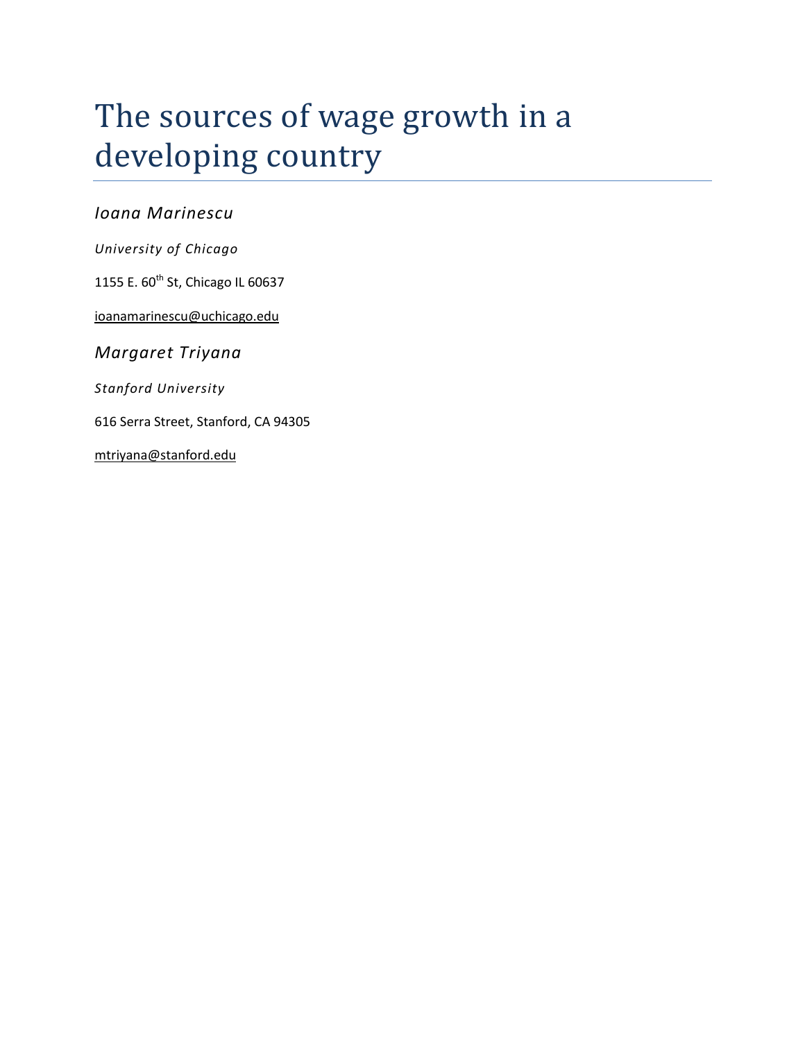# The sources of wage growth in a developing country

*Ioana Marinescu*

*University of Chicago*

1155 E. 60th St, Chicago IL 60637

ioanamarinescu@uchicago.edu

*Margaret Triyana*

*Stanford University*

616 Serra Street, Stanford, CA 94305

mtriyana@stanford.edu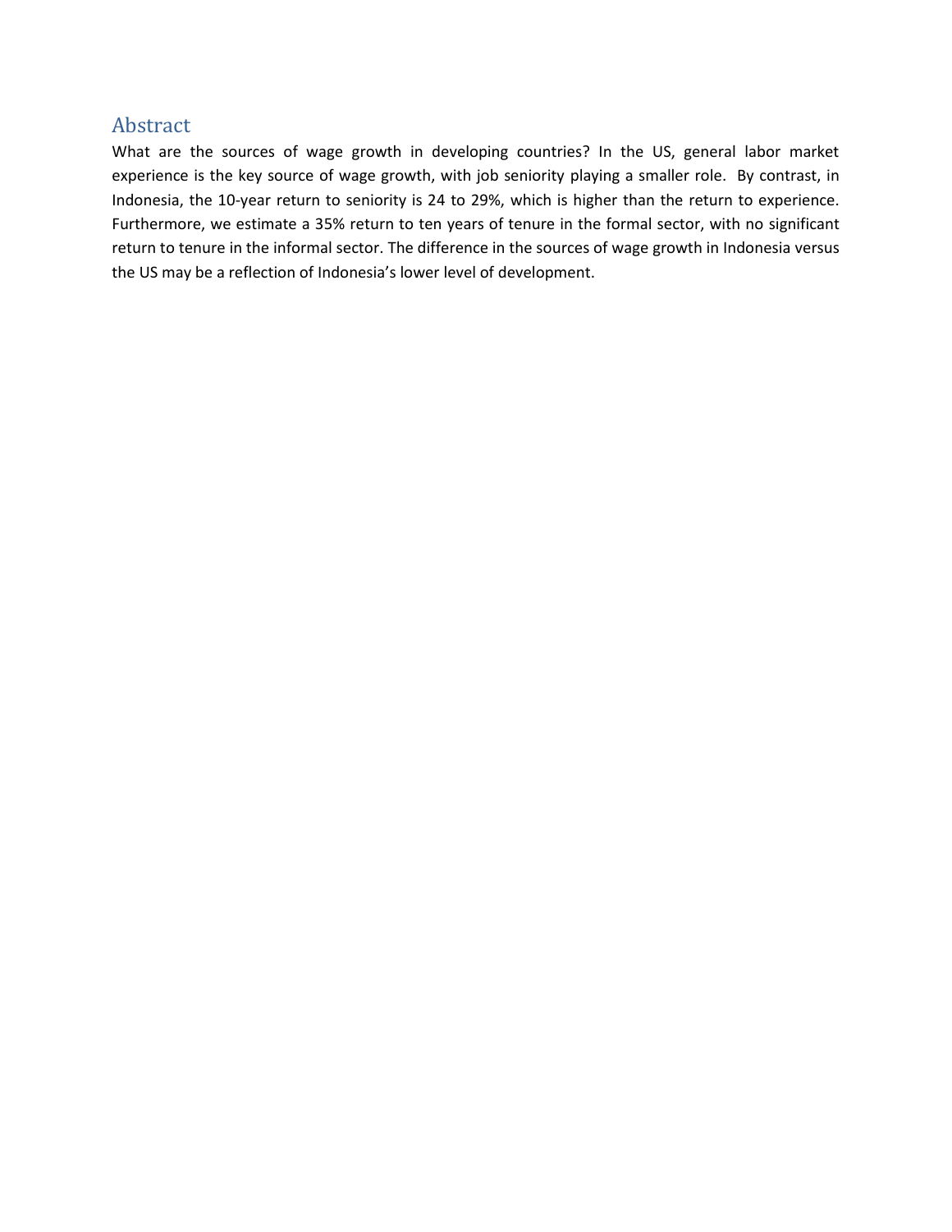## Abstract

What are the sources of wage growth in developing countries? In the US, general labor market experience is the key source of wage growth, with job seniority playing a smaller role. By contrast, in Indonesia, the 10-year return to seniority is 24 to 29%, which is higher than the return to experience. Furthermore, we estimate a 35% return to ten years of tenure in the formal sector, with no significant return to tenure in the informal sector. The difference in the sources of wage growth in Indonesia versus the US may be a reflection of Indonesia's lower level of development.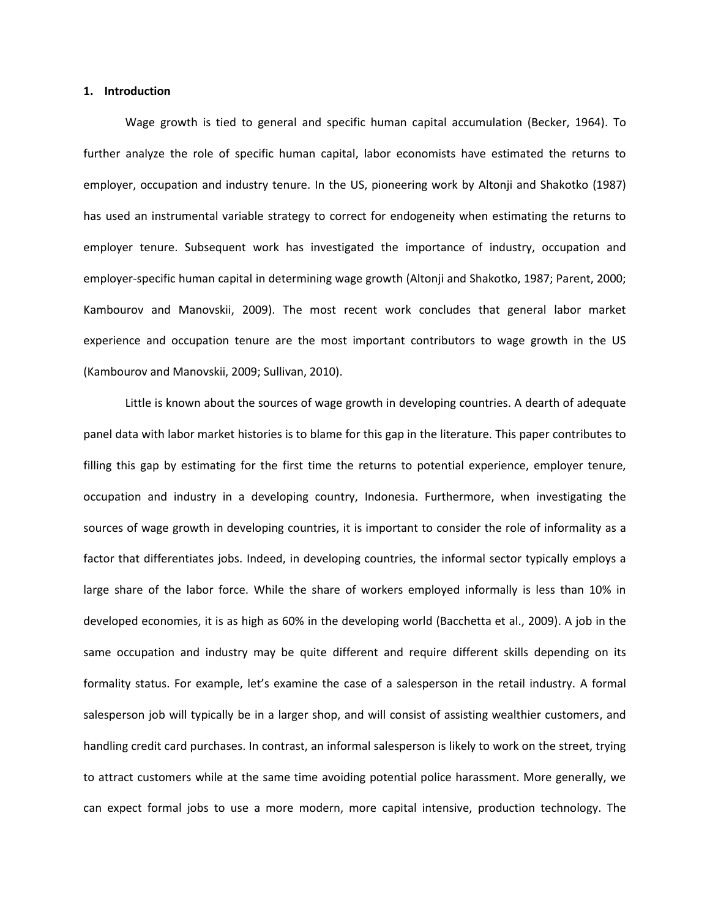## 1. Introduction

Wage growth is tied to general and specific human capital accumulation (Becker, 1964). To further analyze the role of specific human capital, labor economists have estimated the returns to employer, occupation and industry tenure. In the US, pioneering work by Altonji and Shakotko (1987) has used an instrumental variable strategy to correct for endogeneity when estimating the returns to employer tenure. Subsequent work has investigated the importance of industry, occupation and employer-specific human capital in determining wage growth (Altonji and Shakotko, 1987; Parent, 2000; Kambourov and Manovskii, 2009). The most recent work concludes that general labor market experience and occupation tenure are the most important contributors to wage growth in the US (Kambourov and Manovskii, 2009; Sullivan, 2010).

Little is known about the sources of wage growth in developing countries. A dearth of adequate panel data with labor market histories is to blame for this gap in the literature. This paper contributes to filling this gap by estimating for the first time the returns to potential experience, employer tenure, occupation and industry in a developing country, Indonesia. Furthermore, when investigating the sources of wage growth in developing countries, it is important to consider the role of informality as a factor that differentiates jobs. Indeed, in developing countries, the informal sector typically employs a large share of the labor force. While the share of workers employed informally is less than 10% in developed economies, it is as high as 60% in the developing world (Bacchetta et al., 2009). A job in the same occupation and industry may be quite different and require different skills depending on its formality status. For example, let's examine the case of a salesperson in the retail industry. A formal salesperson job will typically be in a larger shop, and will consist of assisting wealthier customers, and handling credit card purchases. In contrast, an informal salesperson is likely to work on the street, trying to attract customers while at the same time avoiding potential police harassment. More generally, we can expect formal jobs to use a more modern, more capital intensive, production technology. The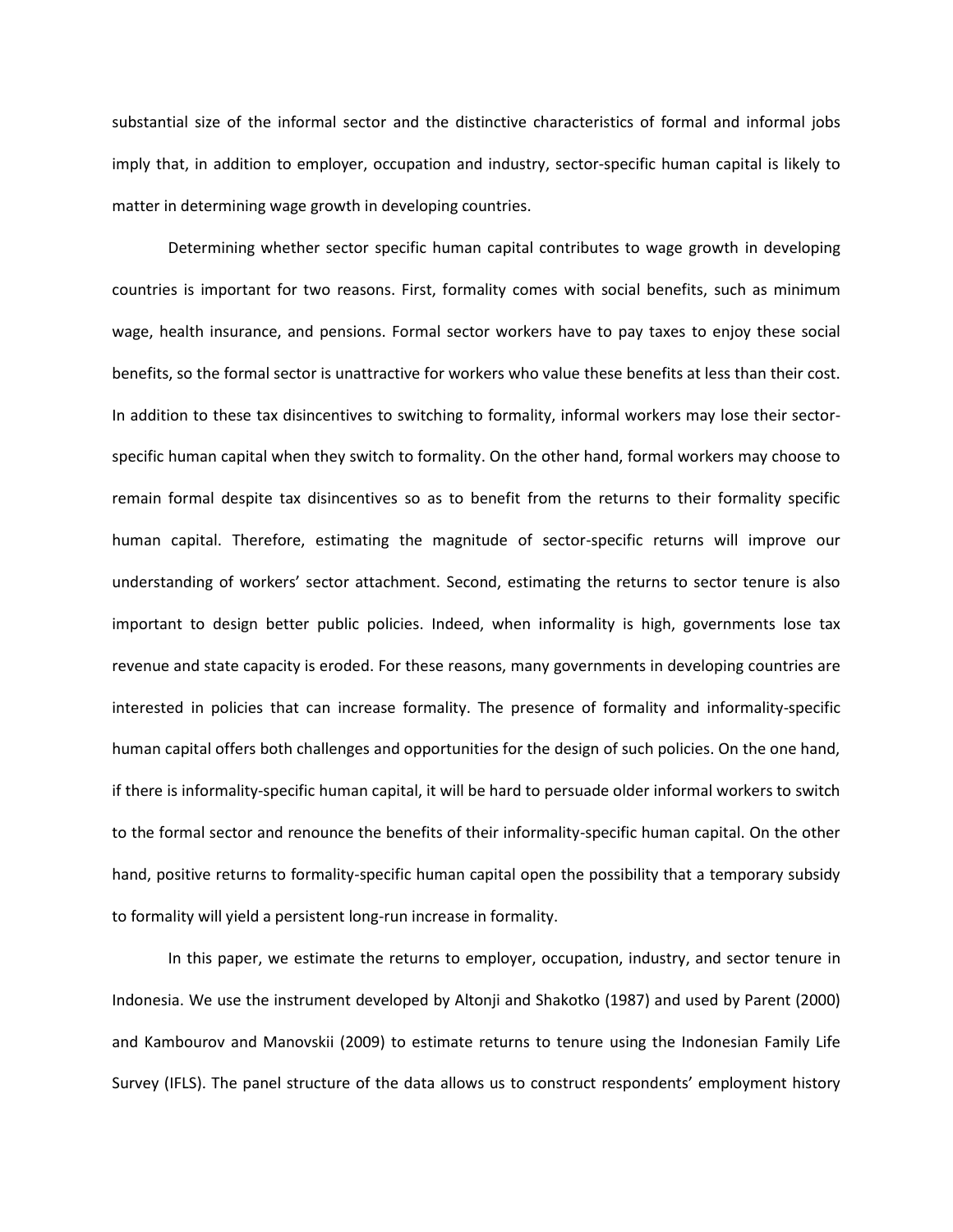substantial size of the informal sector and the distinctive characteristics of formal and informal jobs imply that, in addition to employer, occupation and industry, sector-specific human capital is likely to matter in determining wage growth in developing countries.

Determining whether sector specific human capital contributes to wage growth in developing countries is important for two reasons. First, formality comes with social benefits, such as minimum wage, health insurance, and pensions. Formal sector workers have to pay taxes to enjoy these social benefits, so the formal sector is unattractive for workers who value these benefits at less than their cost. In addition to these tax disincentives to switching to formality, informal workers may lose their sector-specific human capital when they switch to formality. On the other hand, formal workers may choose to remain formal despite tax disincentives so as to benefit from the returns to their formality specific human capital. Therefore, estimating the magnitude of sector-specific returns will improve our understanding of workers' sector attachment. Second, estimating the returns to sector tenure is also important to design better public policies. Indeed, when informality is high, governments lose tax revenue and state capacity is eroded. For these reasons, many governments in developing countries are interested in policies that can increase formality. The presence of formality and informality-specific human capital offers both challenges and opportunities for the design of such policies. On the one hand, if there is informality-specific human capital, it will be hard to persuade older informal workers to switch to the formal sector and renounce the benefits of their informality-specific human capital. On the other hand, positive returns to formality-specific human capital open the possibility that a temporary subsidy to formality will yield a persistent long-run increase in formality.

In this paper, we estimate the returns to employer, occupation, industry, and sector tenure in Indonesia. We use the instrument developed by Altonji and Shakotko (1987) and used by Parent (2000) and Kambourov and Manovskii (2009) to estimate returns to tenure using the Indonesian Family Life Survey (IFLS). The panel structure of the data allows us to construct respondents' employment history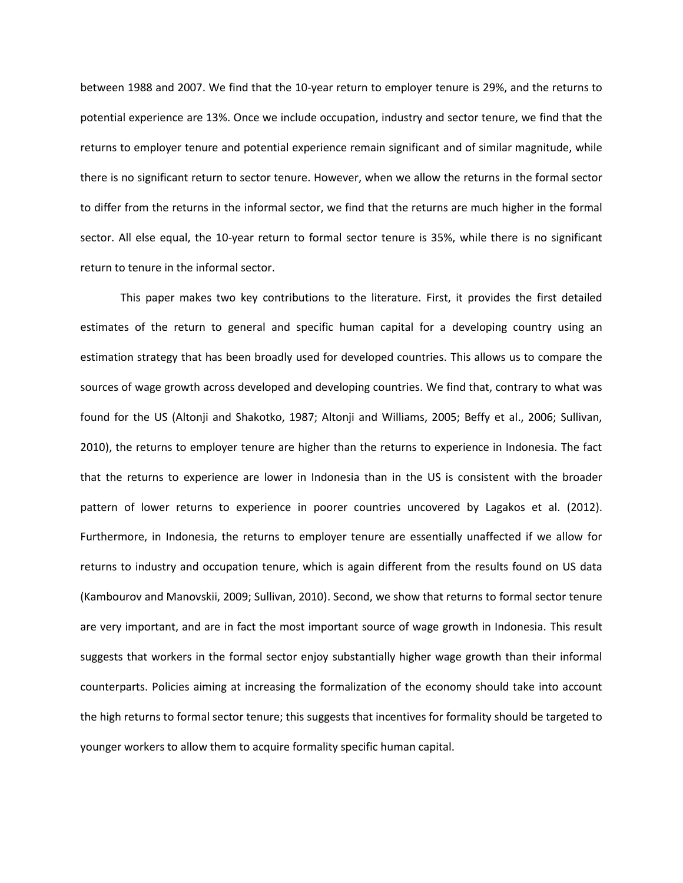between 1988 and 2007. We find that the 10-year return to employer tenure is 29%, and the returns to potential experience are 13%. Once we include occupation, industry and sector tenure, we find that the returns to employer tenure and potential experience remain significant and of similar magnitude, while there is no significant return to sector tenure. However, when we allow the returns in the formal sector to differ from the returns in the informal sector, we find that the returns are much higher in the formal sector. All else equal, the 10-year return to formal sector tenure is 35%, while there is no significant return to tenure in the informal sector.

This paper makes two key contributions to the literature. First, it provides the first detailed estimates of the return to general and specific human capital for a developing country using an estimation strategy that has been broadly used for developed countries. This allows us to compare the sources of wage growth across developed and developing countries. We find that, contrary to what was found for the US (Altonji and Shakotko, 1987; Altonji and Williams, 2005; Beffy et al., 2006; Sullivan, 2010), the returns to employer tenure are higher than the returns to experience in Indonesia. The fact that the returns to experience are lower in Indonesia than in the US is consistent with the broader pattern of lower returns to experience in poorer countries uncovered by Lagakos et al. (2012). Furthermore, in Indonesia, the returns to employer tenure are essentially unaffected if we allow for returns to industry and occupation tenure, which is again different from the results found on US data (Kambourov and Manovskii, 2009; Sullivan, 2010). Second, we show that returns to formal sector tenure are very important, and are in fact the most important source of wage growth in Indonesia. This result suggests that workers in the formal sector enjoy substantially higher wage growth than their informal counterparts. Policies aiming at increasing the formalization of the economy should take into account the high returns to formal sector tenure; this suggests that incentives for formality should be targeted to younger workers to allow them to acquire formality specific human capital.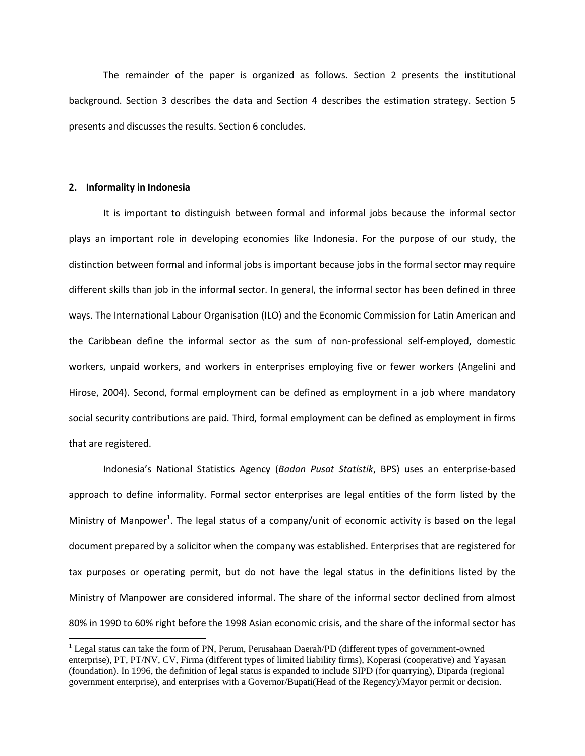The remainder of the paper is organized as follows. Section 2 presents the institutional background. Section 3 describes the data and Section 4 describes the estimation strategy. Section 5 presents and discusses the results. Section 6 concludes.

## 2. Informality in Indonesia

It is important to distinguish between formal and informal jobs because the informal sector plays an important role in developing economies like Indonesia. For the purpose of our study, the distinction between formal and informal jobs is important because jobs in the formal sector may require different skills than job in the informal sector. In general, the informal sector has been defined in three ways. The International Labour Organisation (ILO) and the Economic Commission for Latin American and the Caribbean define the informal sector as the sum of non-professional self-employed, domestic workers, unpaid workers, and workers in enterprises employing five or fewer workers (Angelini and Hirose, 2004). Second, formal employment can be defined as employment in a job where mandatory social security contributions are paid. Third, formal employment can be defined as employment in firms that are registered.

Indonesia's National Statistics Agency (*Badan Pusat Statistik*, BPS) uses an enterprise-based approach to define informality. Formal sector enterprises are legal entities of the form listed by the Ministry of Manpower[1]. The legal status of a company/unit of economic activity is based on the legal document prepared by a solicitor when the company was established. Enterprises that are registered for tax purposes or operating permit, but do not have the legal status in the definitions listed by the Ministry of Manpower are considered informal. The share of the informal sector declined from almost 80% in 1990 to 60% right before the 1998 Asian economic crisis, and the share of the informal sector has

[1] Legal status can take the form of PN, Perum, Perusahaan Daerah/PD (different types of government-owned enterprise), PT, PT/NV, CV, Firma (different types of limited liability firms), Koperasi (cooperative) and Yayasan (foundation). In 1996, the definition of legal status is expanded to include SIPD (for quarrying), Diparda (regional government enterprise), and enterprises with a Governor/Bupati(Head of the Regency)/Mayor permit or decision.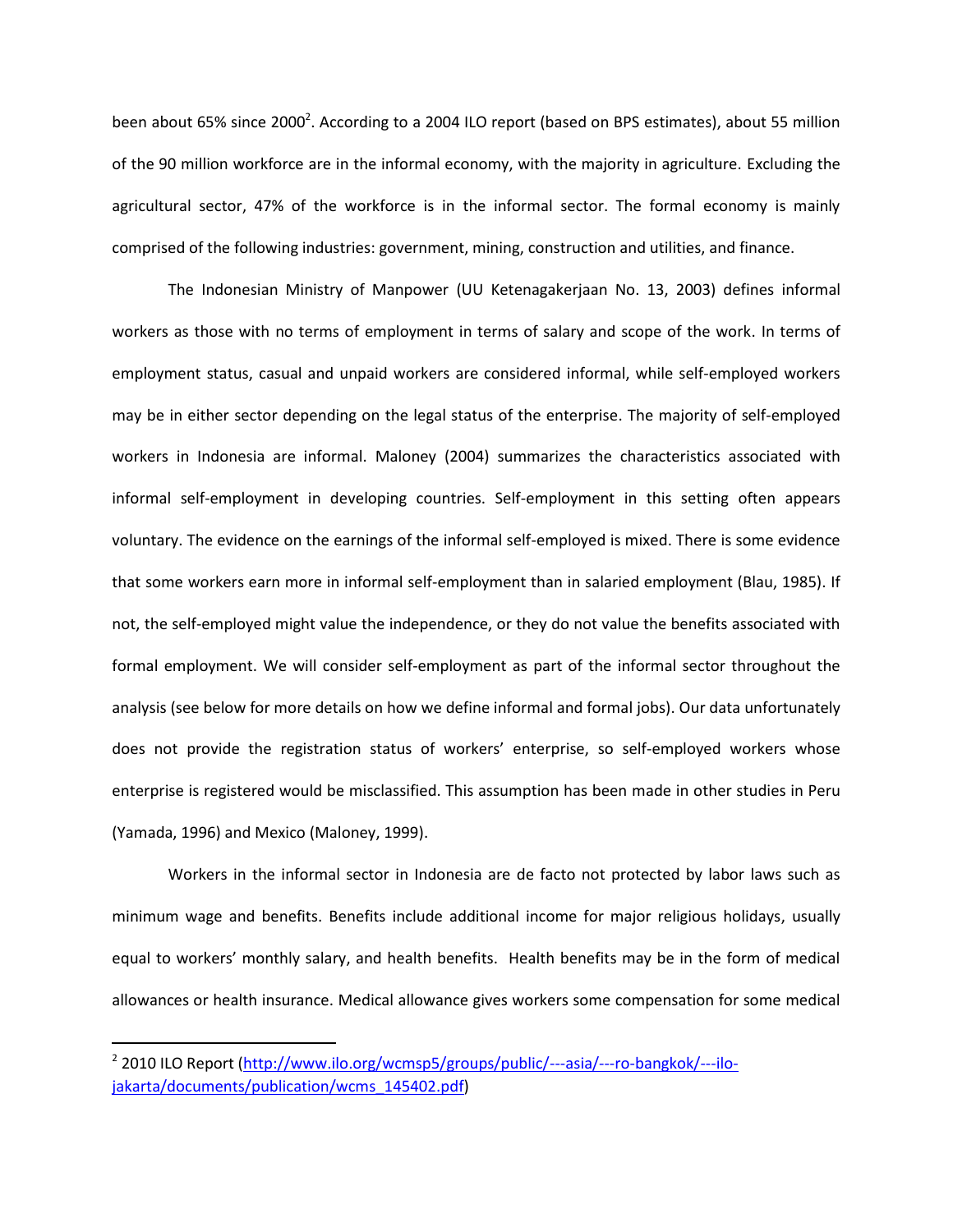been about 65% since 2000[2]. According to a 2004 ILO report (based on BPS estimates), about 55 million of the 90 million workforce are in the informal economy, with the majority in agriculture. Excluding the agricultural sector, 47% of the workforce is in the informal sector. The formal economy is mainly comprised of the following industries: government, mining, construction and utilities, and finance.

The Indonesian Ministry of Manpower (UU Ketenagakerjaan No. 13, 2003) defines informal workers as those with no terms of employment in terms of salary and scope of the work. In terms of employment status, casual and unpaid workers are considered informal, while self-employed workers may be in either sector depending on the legal status of the enterprise. The majority of self-employed workers in Indonesia are informal. Maloney (2004) summarizes the characteristics associated with informal self-employment in developing countries. Self-employment in this setting often appears voluntary. The evidence on the earnings of the informal self-employed is mixed. There is some evidence that some workers earn more in informal self-employment than in salaried employment (Blau, 1985). If not, the self-employed might value the independence, or they do not value the benefits associated with formal employment. We will consider self-employment as part of the informal sector throughout the analysis (see below for more details on how we define informal and formal jobs). Our data unfortunately does not provide the registration status of workers' enterprise, so self-employed workers whose enterprise is registered would be misclassified. This assumption has been made in other studies in Peru (Yamada, 1996) and Mexico (Maloney, 1999).

Workers in the informal sector in Indonesia are de facto not protected by labor laws such as minimum wage and benefits. Benefits include additional income for major religious holidays, usually equal to workers' monthly salary, and health benefits. Health benefits may be in the form of medical allowances or health insurance. Medical allowance gives workers some compensation for some medical

[2] 2010 ILO Report (http://www.ilo.org/wcmsp5/groups/public/---asia/---ro-bangkok/---ilo-jakarta/documents/publication/wcms_145402.pdf)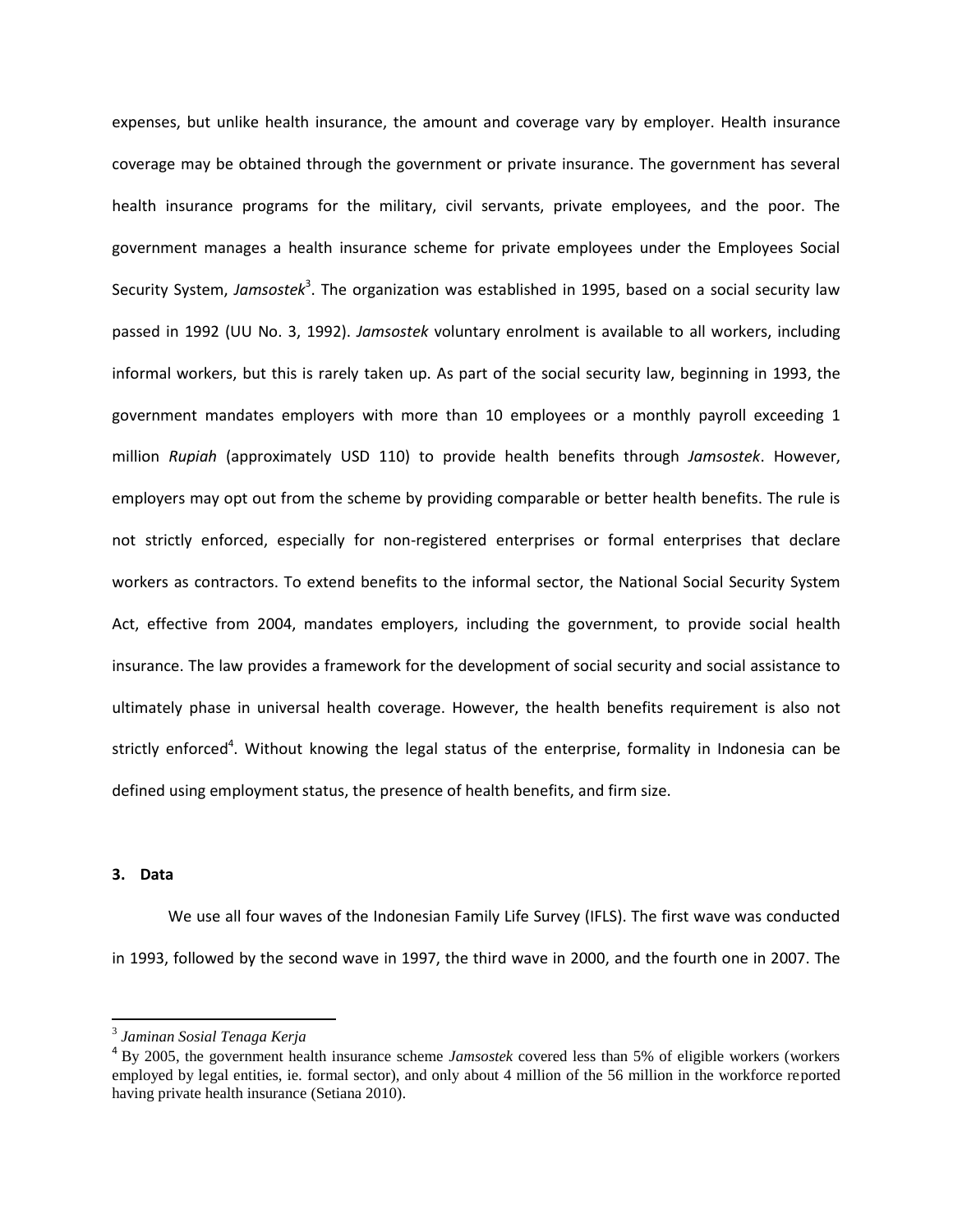expenses, but unlike health insurance, the amount and coverage vary by employer. Health insurance coverage may be obtained through the government or private insurance. The government has several health insurance programs for the military, civil servants, private employees, and the poor. The government manages a health insurance scheme for private employees under the Employees Social Security System, *Jamsostek*[3]. The organization was established in 1995, based on a social security law passed in 1992 (UU No. 3, 1992). *Jamsostek* voluntary enrolment is available to all workers, including informal workers, but this is rarely taken up. As part of the social security law, beginning in 1993, the government mandates employers with more than 10 employees or a monthly payroll exceeding 1 million *Rupiah* (approximately USD 110) to provide health benefits through *Jamsostek*. However, employers may opt out from the scheme by providing comparable or better health benefits. The rule is not strictly enforced, especially for non-registered enterprises or formal enterprises that declare workers as contractors. To extend benefits to the informal sector, the National Social Security System Act, effective from 2004, mandates employers, including the government, to provide social health insurance. The law provides a framework for the development of social security and social assistance to ultimately phase in universal health coverage. However, the health benefits requirement is also not strictly enforced[4]. Without knowing the legal status of the enterprise, formality in Indonesia can be defined using employment status, the presence of health benefits, and firm size.

## 3. Data

We use all four waves of the Indonesian Family Life Survey (IFLS). The first wave was conducted in 1993, followed by the second wave in 1997, the third wave in 2000, and the fourth one in 2007. The

---

[3] *Jaminan Sosial Tenaga Kerja*

[4] By 2005, the government health insurance scheme *Jamsostek* covered less than 5% of eligible workers (workers employed by legal entities, ie. formal sector), and only about 4 million of the 56 million in the workforce reported having private health insurance (Setiana 2010).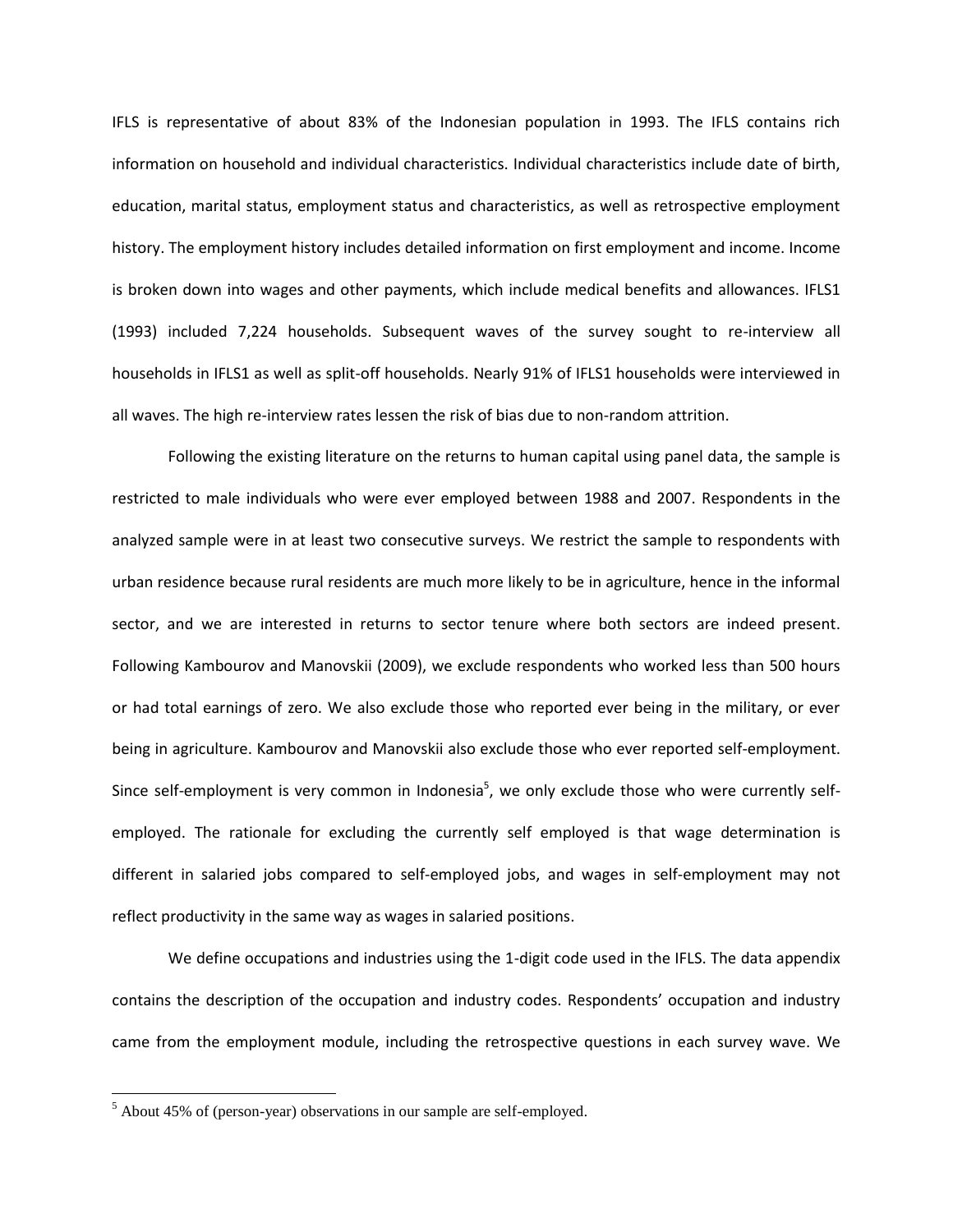IFLS is representative of about 83% of the Indonesian population in 1993. The IFLS contains rich information on household and individual characteristics. Individual characteristics include date of birth, education, marital status, employment status and characteristics, as well as retrospective employment history. The employment history includes detailed information on first employment and income. Income is broken down into wages and other payments, which include medical benefits and allowances. IFLS1 (1993) included 7,224 households. Subsequent waves of the survey sought to re-interview all households in IFLS1 as well as split-off households. Nearly 91% of IFLS1 households were interviewed in all waves. The high re-interview rates lessen the risk of bias due to non-random attrition.

Following the existing literature on the returns to human capital using panel data, the sample is restricted to male individuals who were ever employed between 1988 and 2007. Respondents in the analyzed sample were in at least two consecutive surveys. We restrict the sample to respondents with urban residence because rural residents are much more likely to be in agriculture, hence in the informal sector, and we are interested in returns to sector tenure where both sectors are indeed present. Following Kambourov and Manovskii (2009), we exclude respondents who worked less than 500 hours or had total earnings of zero. We also exclude those who reported ever being in the military, or ever being in agriculture. Kambourov and Manovskii also exclude those who ever reported self-employment. Since self-employment is very common in Indonesia[5], we only exclude those who were currently self-employed. The rationale for excluding the currently self employed is that wage determination is different in salaried jobs compared to self-employed jobs, and wages in self-employment may not reflect productivity in the same way as wages in salaried positions.

We define occupations and industries using the 1-digit code used in the IFLS. The data appendix contains the description of the occupation and industry codes. Respondents' occupation and industry came from the employment module, including the retrospective questions in each survey wave. We

[5] About 45% of (person-year) observations in our sample are self-employed.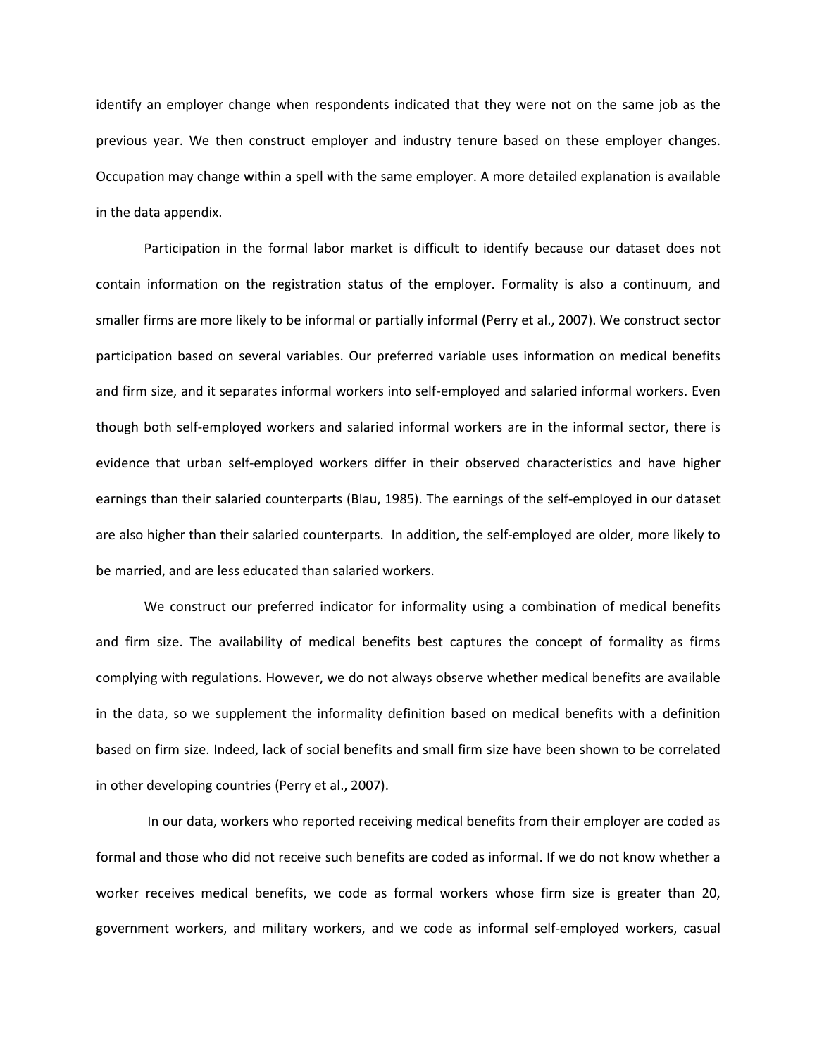identify an employer change when respondents indicated that they were not on the same job as the previous year. We then construct employer and industry tenure based on these employer changes. Occupation may change within a spell with the same employer. A more detailed explanation is available in the data appendix.

Participation in the formal labor market is difficult to identify because our dataset does not contain information on the registration status of the employer. Formality is also a continuum, and smaller firms are more likely to be informal or partially informal (Perry et al., 2007). We construct sector participation based on several variables. Our preferred variable uses information on medical benefits and firm size, and it separates informal workers into self-employed and salaried informal workers. Even though both self-employed workers and salaried informal workers are in the informal sector, there is evidence that urban self-employed workers differ in their observed characteristics and have higher earnings than their salaried counterparts (Blau, 1985). The earnings of the self-employed in our dataset are also higher than their salaried counterparts. In addition, the self-employed are older, more likely to be married, and are less educated than salaried workers.

We construct our preferred indicator for informality using a combination of medical benefits and firm size. The availability of medical benefits best captures the concept of formality as firms complying with regulations. However, we do not always observe whether medical benefits are available in the data, so we supplement the informality definition based on medical benefits with a definition based on firm size. Indeed, lack of social benefits and small firm size have been shown to be correlated in other developing countries (Perry et al., 2007).

In our data, workers who reported receiving medical benefits from their employer are coded as formal and those who did not receive such benefits are coded as informal. If we do not know whether a worker receives medical benefits, we code as formal workers whose firm size is greater than 20, government workers, and military workers, and we code as informal self-employed workers, casual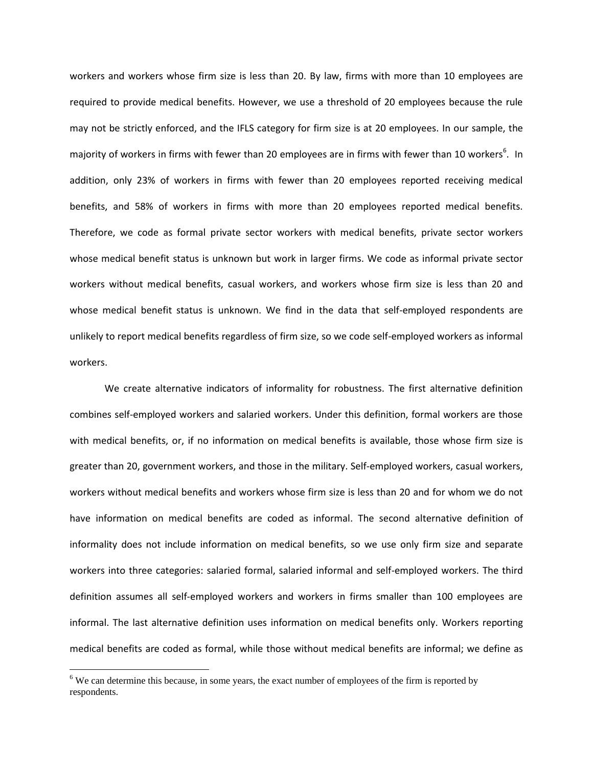workers and workers whose firm size is less than 20. By law, firms with more than 10 employees are required to provide medical benefits. However, we use a threshold of 20 employees because the rule may not be strictly enforced, and the IFLS category for firm size is at 20 employees. In our sample, the majority of workers in firms with fewer than 20 employees are in firms with fewer than 10 workers[6]. In addition, only 23% of workers in firms with fewer than 20 employees reported receiving medical benefits, and 58% of workers in firms with more than 20 employees reported medical benefits. Therefore, we code as formal private sector workers with medical benefits, private sector workers whose medical benefit status is unknown but work in larger firms. We code as informal private sector workers without medical benefits, casual workers, and workers whose firm size is less than 20 and whose medical benefit status is unknown. We find in the data that self-employed respondents are unlikely to report medical benefits regardless of firm size, so we code self-employed workers as informal workers.

We create alternative indicators of informality for robustness. The first alternative definition combines self-employed workers and salaried workers. Under this definition, formal workers are those with medical benefits, or, if no information on medical benefits is available, those whose firm size is greater than 20, government workers, and those in the military. Self-employed workers, casual workers, workers without medical benefits and workers whose firm size is less than 20 and for whom we do not have information on medical benefits are coded as informal. The second alternative definition of informality does not include information on medical benefits, so we use only firm size and separate workers into three categories: salaried formal, salaried informal and self-employed workers. The third definition assumes all self-employed workers and workers in firms smaller than 100 employees are informal. The last alternative definition uses information on medical benefits only. Workers reporting medical benefits are coded as formal, while those without medical benefits are informal; we define as

[6] We can determine this because, in some years, the exact number of employees of the firm is reported by respondents.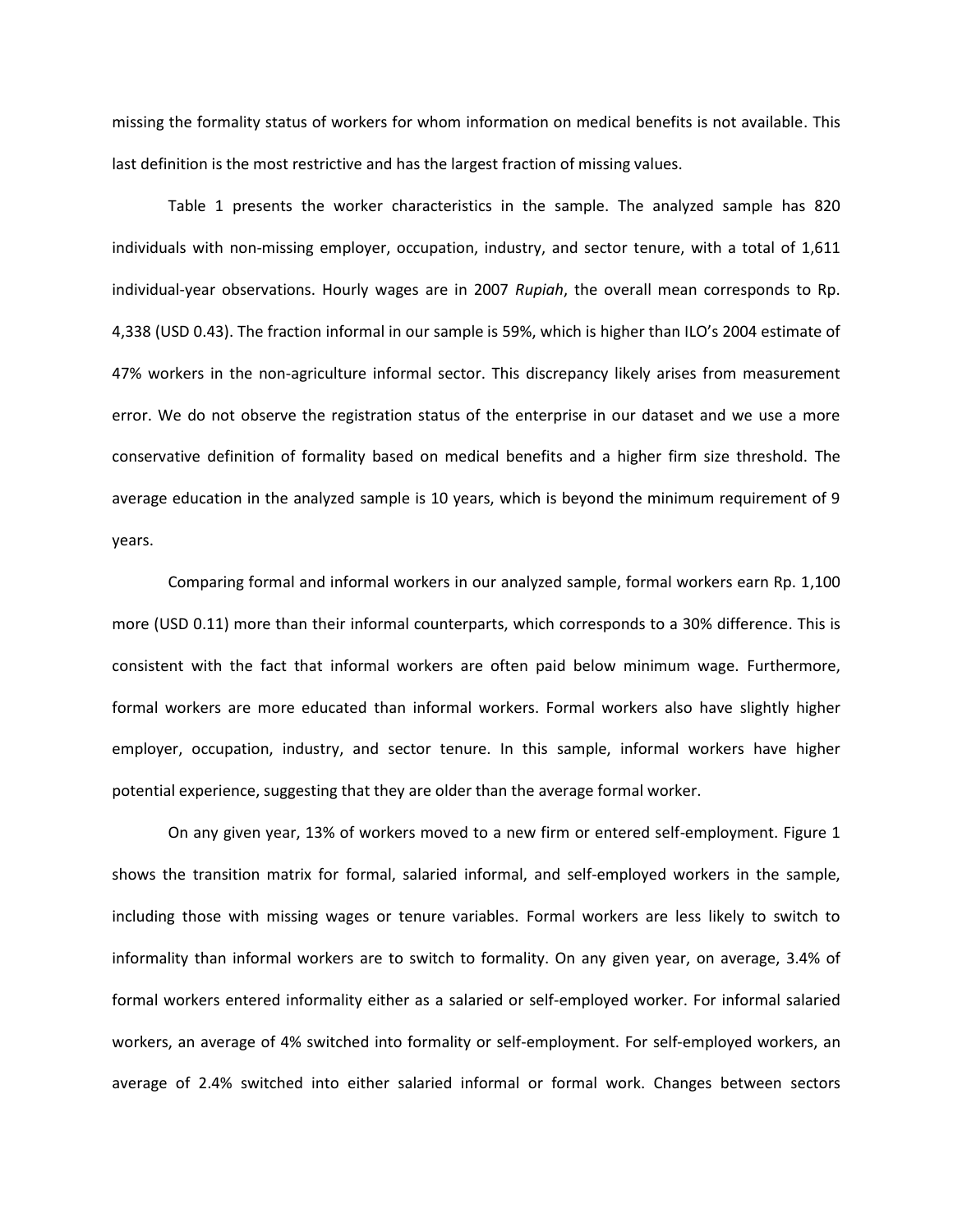missing the formality status of workers for whom information on medical benefits is not available. This last definition is the most restrictive and has the largest fraction of missing values.

Table 1 presents the worker characteristics in the sample. The analyzed sample has 820 individuals with non-missing employer, occupation, industry, and sector tenure, with a total of 1,611 individual-year observations. Hourly wages are in 2007 *Rupiah*, the overall mean corresponds to Rp. 4,338 (USD 0.43). The fraction informal in our sample is 59%, which is higher than ILO's 2004 estimate of 47% workers in the non-agriculture informal sector. This discrepancy likely arises from measurement error. We do not observe the registration status of the enterprise in our dataset and we use a more conservative definition of formality based on medical benefits and a higher firm size threshold. The average education in the analyzed sample is 10 years, which is beyond the minimum requirement of 9 years.

Comparing formal and informal workers in our analyzed sample, formal workers earn Rp. 1,100 more (USD 0.11) more than their informal counterparts, which corresponds to a 30% difference. This is consistent with the fact that informal workers are often paid below minimum wage. Furthermore, formal workers are more educated than informal workers. Formal workers also have slightly higher employer, occupation, industry, and sector tenure. In this sample, informal workers have higher potential experience, suggesting that they are older than the average formal worker.

On any given year, 13% of workers moved to a new firm or entered self-employment. Figure 1 shows the transition matrix for formal, salaried informal, and self-employed workers in the sample, including those with missing wages or tenure variables. Formal workers are less likely to switch to informality than informal workers are to switch to formality. On any given year, on average, 3.4% of formal workers entered informality either as a salaried or self-employed worker. For informal salaried workers, an average of 4% switched into formality or self-employment. For self-employed workers, an average of 2.4% switched into either salaried informal or formal work. Changes between sectors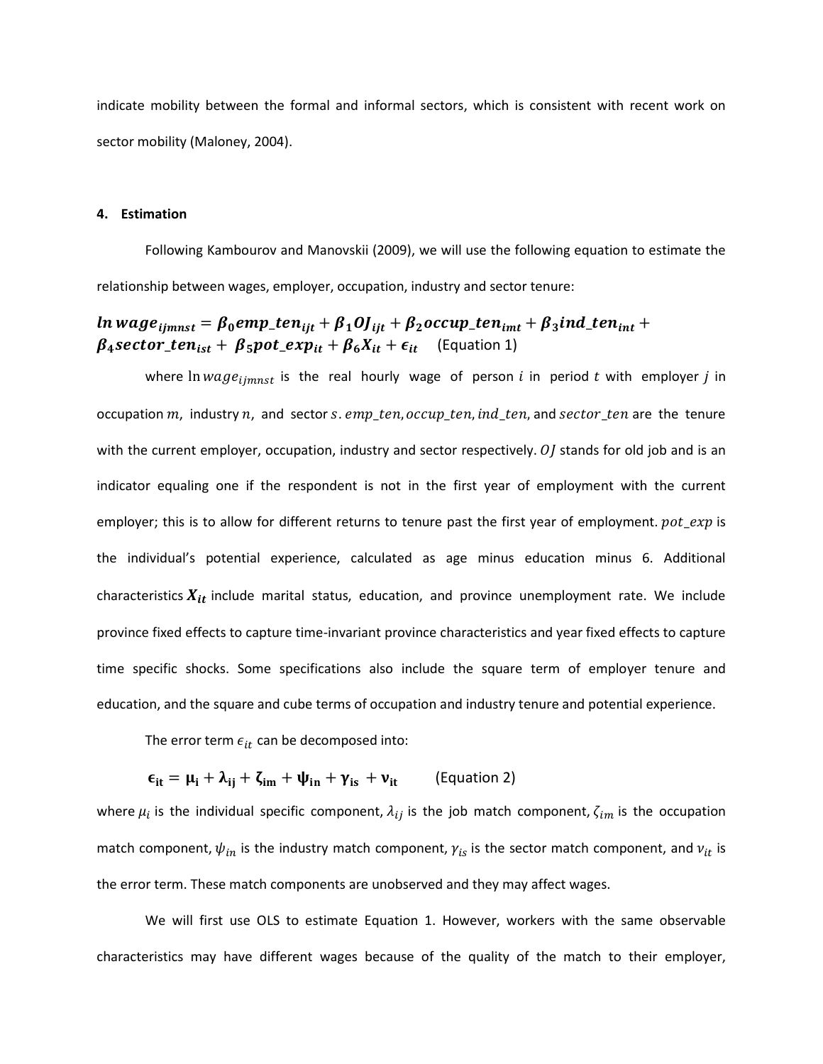indicate mobility between the formal and informal sectors, which is consistent with recent work on sector mobility (Maloney, 2004).

## 4. Estimation

Following Kambourov and Manovskii (2009), we will use the following equation to estimate the relationship between wages, employer, occupation, industry and sector tenure:

$$\boldsymbol{ln\, wage_{ijmnst} = \beta_0 emp\_ten_{ijt} + \beta_1 OJ_{ijt} + \beta_2 occup\_ten_{imt} + \beta_3 ind\_ten_{int} + \beta_4 sector\_ten_{ist} + \beta_5 pot\_exp_{it} + \beta_6 X_{it} + \epsilon_{it}} \quad \text{(Equation 1)}$$

where $\ln wage_{ijmnst}$ is the real hourly wage of person $i$ in period $t$ with employer $j$ in occupation $m$, industry $n$, and sector $s$. $emp\_ten$, $occup\_ten$, $ind\_ten$, and $sector\_ten$ are the tenure with the current employer, occupation, industry and sector respectively. $OJ$ stands for old job and is an indicator equaling one if the respondent is not in the first year of employment with the current employer; this is to allow for different returns to tenure past the first year of employment. $pot\_exp$ is the individual's potential experience, calculated as age minus education minus 6. Additional characteristics $\boldsymbol{X_{it}}$ include marital status, education, and province unemployment rate. We include province fixed effects to capture time-invariant province characteristics and year fixed effects to capture time specific shocks. Some specifications also include the square term of employer tenure and education, and the square and cube terms of occupation and industry tenure and potential experience.

The error term $\epsilon_{it}$ can be decomposed into:

$$\boldsymbol{\epsilon_{it} = \mu_i + \lambda_{ij} + \zeta_{im} + \psi_{in} + \gamma_{is} + \nu_{it}} \qquad \text{(Equation 2)}$$

where $\mu_i$ is the individual specific component, $\lambda_{ij}$ is the job match component, $\zeta_{im}$ is the occupation match component, $\psi_{in}$ is the industry match component, $\gamma_{is}$ is the sector match component, and $\nu_{it}$ is the error term. These match components are unobserved and they may affect wages.

We will first use OLS to estimate Equation 1. However, workers with the same observable characteristics may have different wages because of the quality of the match to their employer,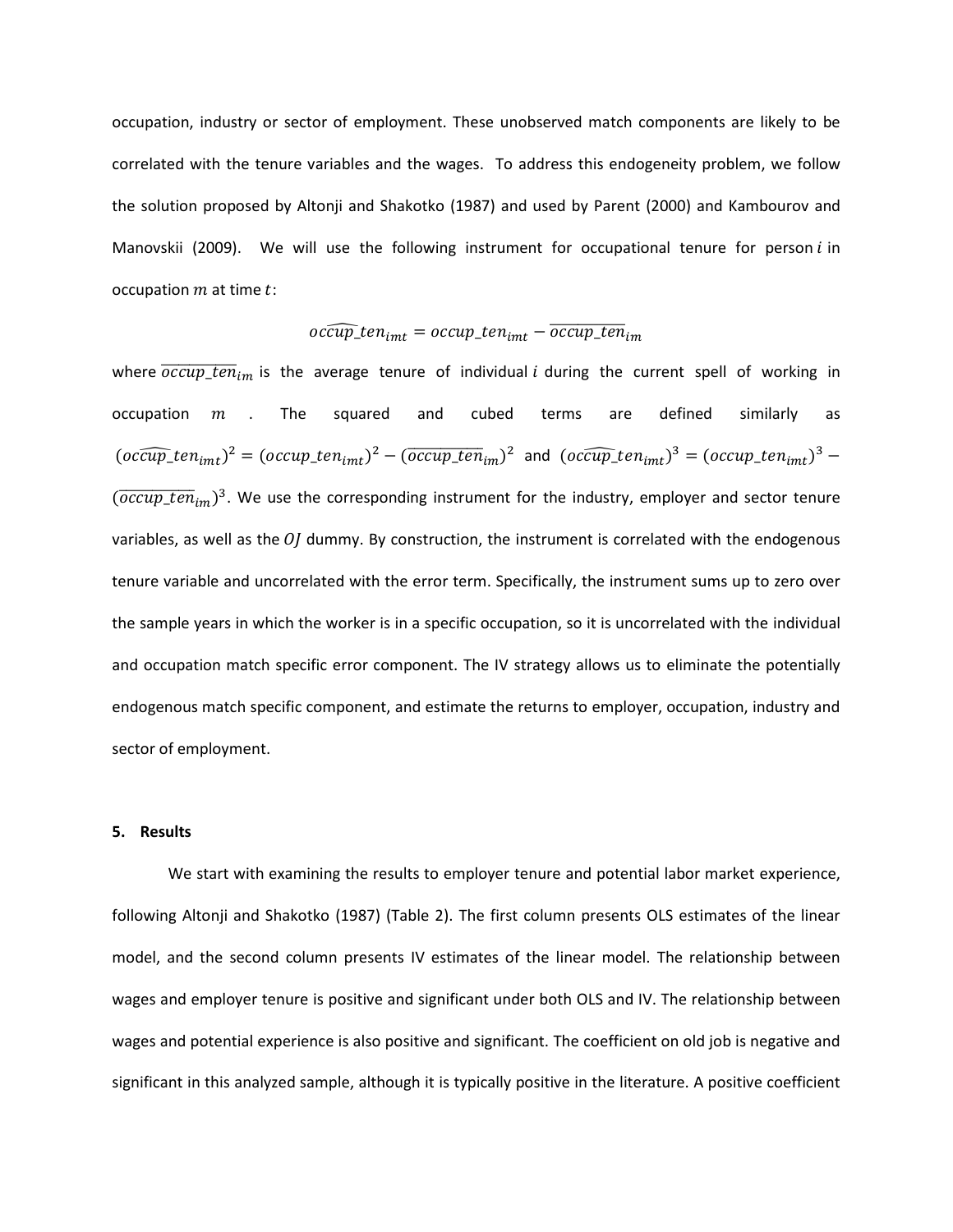occupation, industry or sector of employment. These unobserved match components are likely to be correlated with the tenure variables and the wages. To address this endogeneity problem, we follow the solution proposed by Altonji and Shakotko (1987) and used by Parent (2000) and Kambourov and Manovskii (2009). We will use the following instrument for occupational tenure for person $i$ in occupation $m$ at time $t$:

$$\widehat{occup\_ten}_{imt} = occup\_ten_{imt} - \overline{occup\_ten}_{im}$$

where $\overline{occup\_ten}_{im}$ is the average tenure of individual $i$ during the current spell of working in occupation $m$. The squared and cubed terms are defined similarly as $(\widehat{occup\_ten}_{imt})^2 = (occup\_ten_{imt})^2 - (\overline{occup\_ten}_{im})^2$ and $(\widehat{occup\_ten}_{imt})^3 = (occup\_ten_{imt})^3 - (\overline{occup\_ten}_{im})^3$. We use the corresponding instrument for the industry, employer and sector tenure variables, as well as the $OJ$ dummy. By construction, the instrument is correlated with the endogenous tenure variable and uncorrelated with the error term. Specifically, the instrument sums up to zero over the sample years in which the worker is in a specific occupation, so it is uncorrelated with the individual and occupation match specific error component. The IV strategy allows us to eliminate the potentially endogenous match specific component, and estimate the returns to employer, occupation, industry and sector of employment.

## 5. Results

We start with examining the results to employer tenure and potential labor market experience, following Altonji and Shakotko (1987) (Table 2). The first column presents OLS estimates of the linear model, and the second column presents IV estimates of the linear model. The relationship between wages and employer tenure is positive and significant under both OLS and IV. The relationship between wages and potential experience is also positive and significant. The coefficient on old job is negative and significant in this analyzed sample, although it is typically positive in the literature. A positive coefficient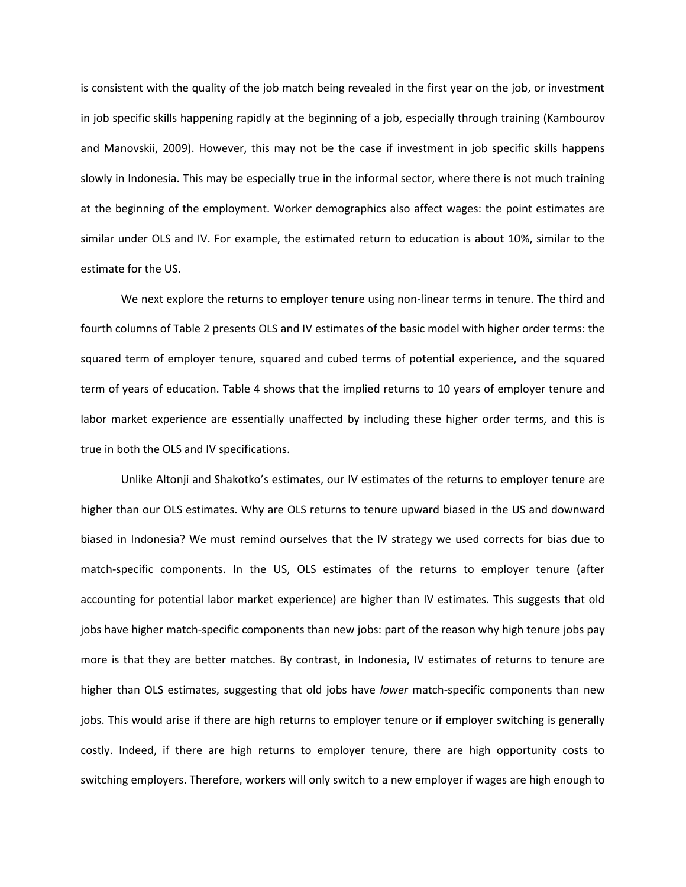is consistent with the quality of the job match being revealed in the first year on the job, or investment in job specific skills happening rapidly at the beginning of a job, especially through training (Kambourov and Manovskii, 2009). However, this may not be the case if investment in job specific skills happens slowly in Indonesia. This may be especially true in the informal sector, where there is not much training at the beginning of the employment. Worker demographics also affect wages: the point estimates are similar under OLS and IV. For example, the estimated return to education is about 10%, similar to the estimate for the US.

We next explore the returns to employer tenure using non-linear terms in tenure. The third and fourth columns of Table 2 presents OLS and IV estimates of the basic model with higher order terms: the squared term of employer tenure, squared and cubed terms of potential experience, and the squared term of years of education. Table 4 shows that the implied returns to 10 years of employer tenure and labor market experience are essentially unaffected by including these higher order terms, and this is true in both the OLS and IV specifications.

Unlike Altonji and Shakotko's estimates, our IV estimates of the returns to employer tenure are higher than our OLS estimates. Why are OLS returns to tenure upward biased in the US and downward biased in Indonesia? We must remind ourselves that the IV strategy we used corrects for bias due to match-specific components. In the US, OLS estimates of the returns to employer tenure (after accounting for potential labor market experience) are higher than IV estimates. This suggests that old jobs have higher match-specific components than new jobs: part of the reason why high tenure jobs pay more is that they are better matches. By contrast, in Indonesia, IV estimates of returns to tenure are higher than OLS estimates, suggesting that old jobs have *lower* match-specific components than new jobs. This would arise if there are high returns to employer tenure or if employer switching is generally costly. Indeed, if there are high returns to employer tenure, there are high opportunity costs to switching employers. Therefore, workers will only switch to a new employer if wages are high enough to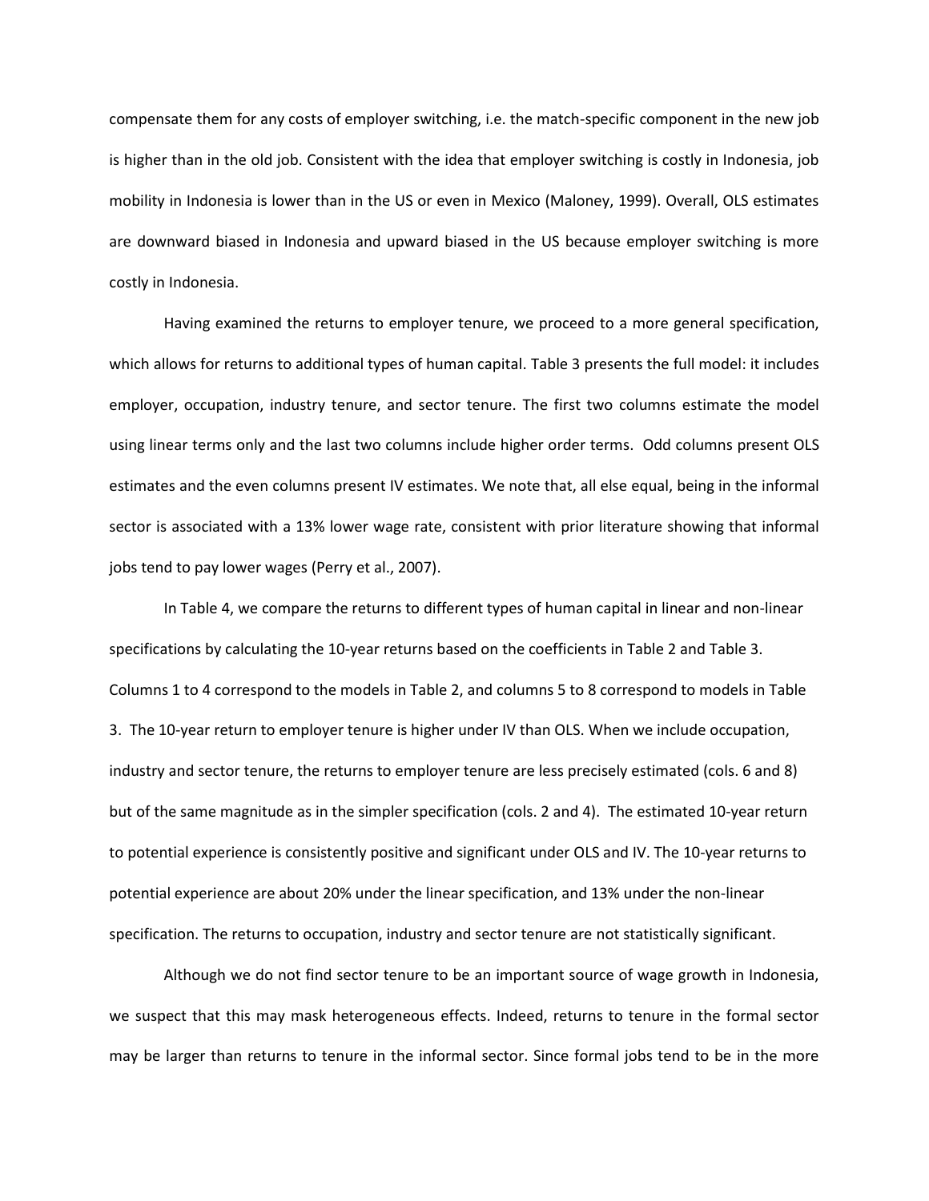compensate them for any costs of employer switching, i.e. the match-specific component in the new job is higher than in the old job. Consistent with the idea that employer switching is costly in Indonesia, job mobility in Indonesia is lower than in the US or even in Mexico (Maloney, 1999). Overall, OLS estimates are downward biased in Indonesia and upward biased in the US because employer switching is more costly in Indonesia.

Having examined the returns to employer tenure, we proceed to a more general specification, which allows for returns to additional types of human capital. Table 3 presents the full model: it includes employer, occupation, industry tenure, and sector tenure. The first two columns estimate the model using linear terms only and the last two columns include higher order terms. Odd columns present OLS estimates and the even columns present IV estimates. We note that, all else equal, being in the informal sector is associated with a 13% lower wage rate, consistent with prior literature showing that informal jobs tend to pay lower wages (Perry et al., 2007).

In Table 4, we compare the returns to different types of human capital in linear and non-linear specifications by calculating the 10-year returns based on the coefficients in Table 2 and Table 3. Columns 1 to 4 correspond to the models in Table 2, and columns 5 to 8 correspond to models in Table 3. The 10-year return to employer tenure is higher under IV than OLS. When we include occupation, industry and sector tenure, the returns to employer tenure are less precisely estimated (cols. 6 and 8) but of the same magnitude as in the simpler specification (cols. 2 and 4). The estimated 10-year return to potential experience is consistently positive and significant under OLS and IV. The 10-year returns to potential experience are about 20% under the linear specification, and 13% under the non-linear specification. The returns to occupation, industry and sector tenure are not statistically significant.

Although we do not find sector tenure to be an important source of wage growth in Indonesia, we suspect that this may mask heterogeneous effects. Indeed, returns to tenure in the formal sector may be larger than returns to tenure in the informal sector. Since formal jobs tend to be in the more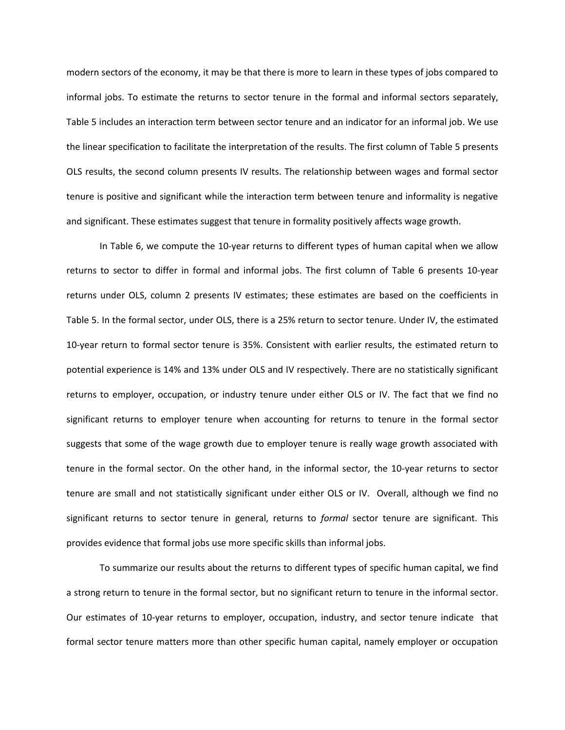modern sectors of the economy, it may be that there is more to learn in these types of jobs compared to informal jobs. To estimate the returns to sector tenure in the formal and informal sectors separately, Table 5 includes an interaction term between sector tenure and an indicator for an informal job. We use the linear specification to facilitate the interpretation of the results. The first column of Table 5 presents OLS results, the second column presents IV results. The relationship between wages and formal sector tenure is positive and significant while the interaction term between tenure and informality is negative and significant. These estimates suggest that tenure in formality positively affects wage growth.

In Table 6, we compute the 10-year returns to different types of human capital when we allow returns to sector to differ in formal and informal jobs. The first column of Table 6 presents 10-year returns under OLS, column 2 presents IV estimates; these estimates are based on the coefficients in Table 5. In the formal sector, under OLS, there is a 25% return to sector tenure. Under IV, the estimated 10-year return to formal sector tenure is 35%. Consistent with earlier results, the estimated return to potential experience is 14% and 13% under OLS and IV respectively. There are no statistically significant returns to employer, occupation, or industry tenure under either OLS or IV. The fact that we find no significant returns to employer tenure when accounting for returns to tenure in the formal sector suggests that some of the wage growth due to employer tenure is really wage growth associated with tenure in the formal sector. On the other hand, in the informal sector, the 10-year returns to sector tenure are small and not statistically significant under either OLS or IV. Overall, although we find no significant returns to sector tenure in general, returns to *formal* sector tenure are significant. This provides evidence that formal jobs use more specific skills than informal jobs.

To summarize our results about the returns to different types of specific human capital, we find a strong return to tenure in the formal sector, but no significant return to tenure in the informal sector. Our estimates of 10-year returns to employer, occupation, industry, and sector tenure indicate that formal sector tenure matters more than other specific human capital, namely employer or occupation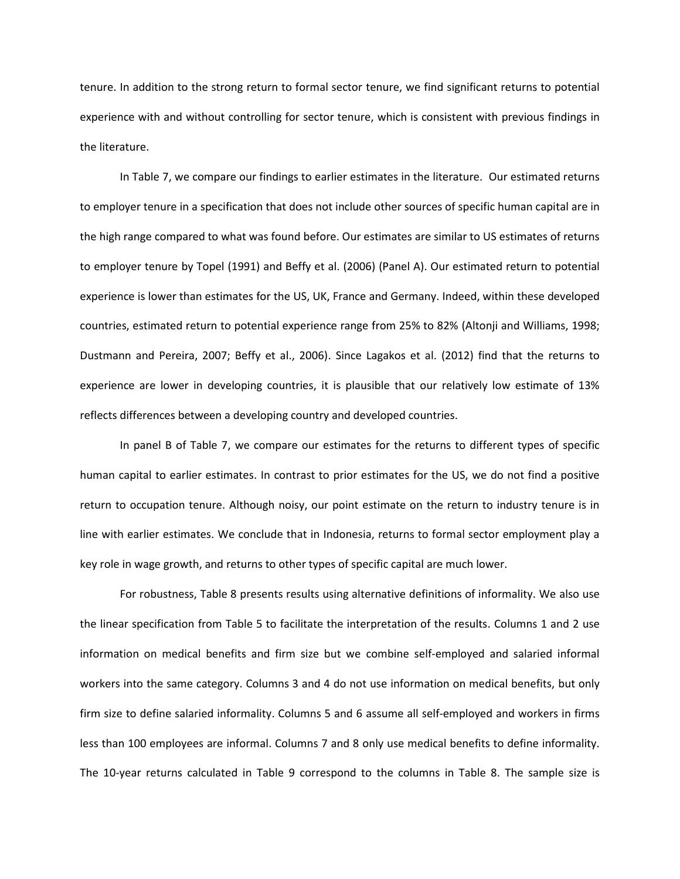tenure. In addition to the strong return to formal sector tenure, we find significant returns to potential experience with and without controlling for sector tenure, which is consistent with previous findings in the literature.

In Table 7, we compare our findings to earlier estimates in the literature. Our estimated returns to employer tenure in a specification that does not include other sources of specific human capital are in the high range compared to what was found before. Our estimates are similar to US estimates of returns to employer tenure by Topel (1991) and Beffy et al. (2006) (Panel A). Our estimated return to potential experience is lower than estimates for the US, UK, France and Germany. Indeed, within these developed countries, estimated return to potential experience range from 25% to 82% (Altonji and Williams, 1998; Dustmann and Pereira, 2007; Beffy et al., 2006). Since Lagakos et al. (2012) find that the returns to experience are lower in developing countries, it is plausible that our relatively low estimate of 13% reflects differences between a developing country and developed countries.

In panel B of Table 7, we compare our estimates for the returns to different types of specific human capital to earlier estimates. In contrast to prior estimates for the US, we do not find a positive return to occupation tenure. Although noisy, our point estimate on the return to industry tenure is in line with earlier estimates. We conclude that in Indonesia, returns to formal sector employment play a key role in wage growth, and returns to other types of specific capital are much lower.

For robustness, Table 8 presents results using alternative definitions of informality. We also use the linear specification from Table 5 to facilitate the interpretation of the results. Columns 1 and 2 use information on medical benefits and firm size but we combine self-employed and salaried informal workers into the same category. Columns 3 and 4 do not use information on medical benefits, but only firm size to define salaried informality. Columns 5 and 6 assume all self-employed and workers in firms less than 100 employees are informal. Columns 7 and 8 only use medical benefits to define informality. The 10-year returns calculated in Table 9 correspond to the columns in Table 8. The sample size is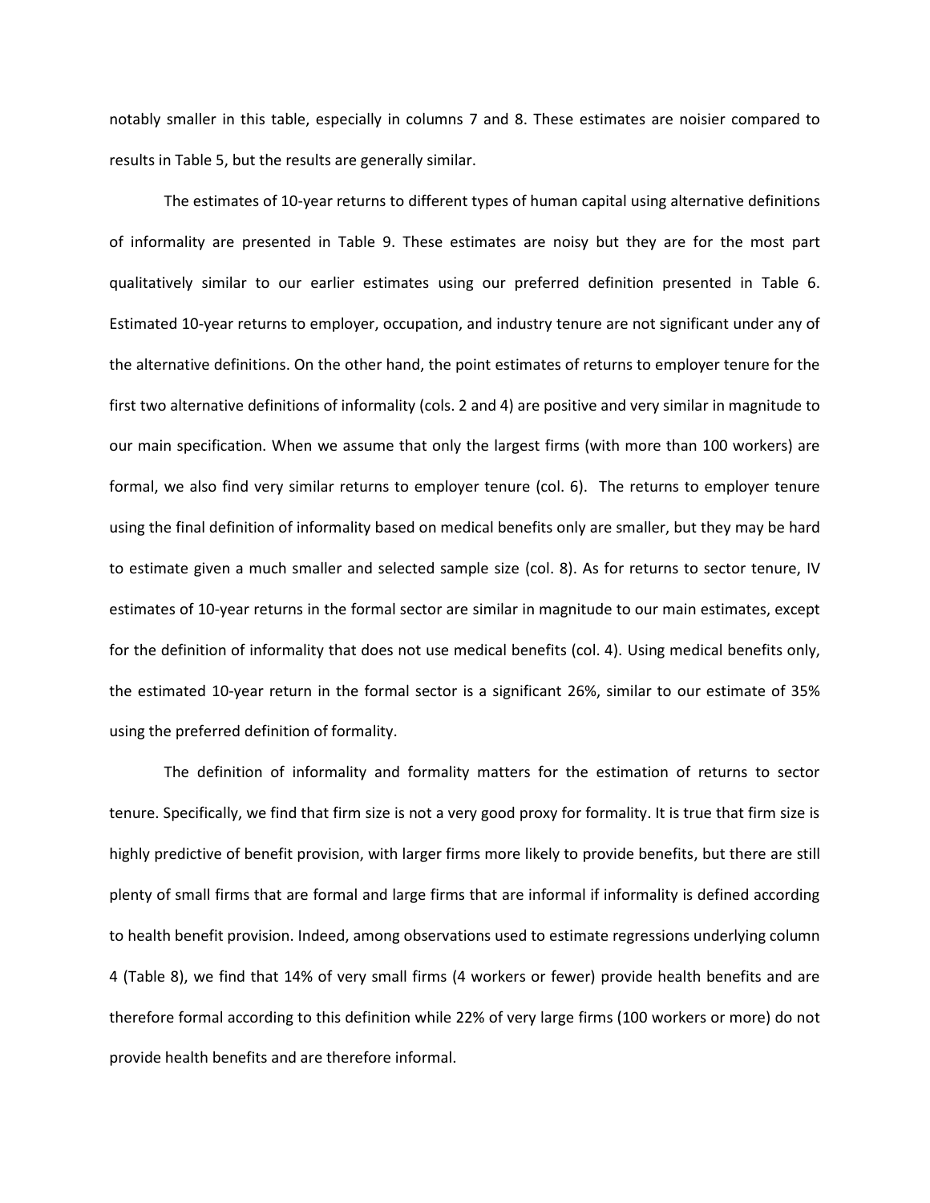notably smaller in this table, especially in columns 7 and 8. These estimates are noisier compared to results in Table 5, but the results are generally similar.

The estimates of 10-year returns to different types of human capital using alternative definitions of informality are presented in Table 9. These estimates are noisy but they are for the most part qualitatively similar to our earlier estimates using our preferred definition presented in Table 6. Estimated 10-year returns to employer, occupation, and industry tenure are not significant under any of the alternative definitions. On the other hand, the point estimates of returns to employer tenure for the first two alternative definitions of informality (cols. 2 and 4) are positive and very similar in magnitude to our main specification. When we assume that only the largest firms (with more than 100 workers) are formal, we also find very similar returns to employer tenure (col. 6). The returns to employer tenure using the final definition of informality based on medical benefits only are smaller, but they may be hard to estimate given a much smaller and selected sample size (col. 8). As for returns to sector tenure, IV estimates of 10-year returns in the formal sector are similar in magnitude to our main estimates, except for the definition of informality that does not use medical benefits (col. 4). Using medical benefits only, the estimated 10-year return in the formal sector is a significant 26%, similar to our estimate of 35% using the preferred definition of formality.

The definition of informality and formality matters for the estimation of returns to sector tenure. Specifically, we find that firm size is not a very good proxy for formality. It is true that firm size is highly predictive of benefit provision, with larger firms more likely to provide benefits, but there are still plenty of small firms that are formal and large firms that are informal if informality is defined according to health benefit provision. Indeed, among observations used to estimate regressions underlying column 4 (Table 8), we find that 14% of very small firms (4 workers or fewer) provide health benefits and are therefore formal according to this definition while 22% of very large firms (100 workers or more) do not provide health benefits and are therefore informal.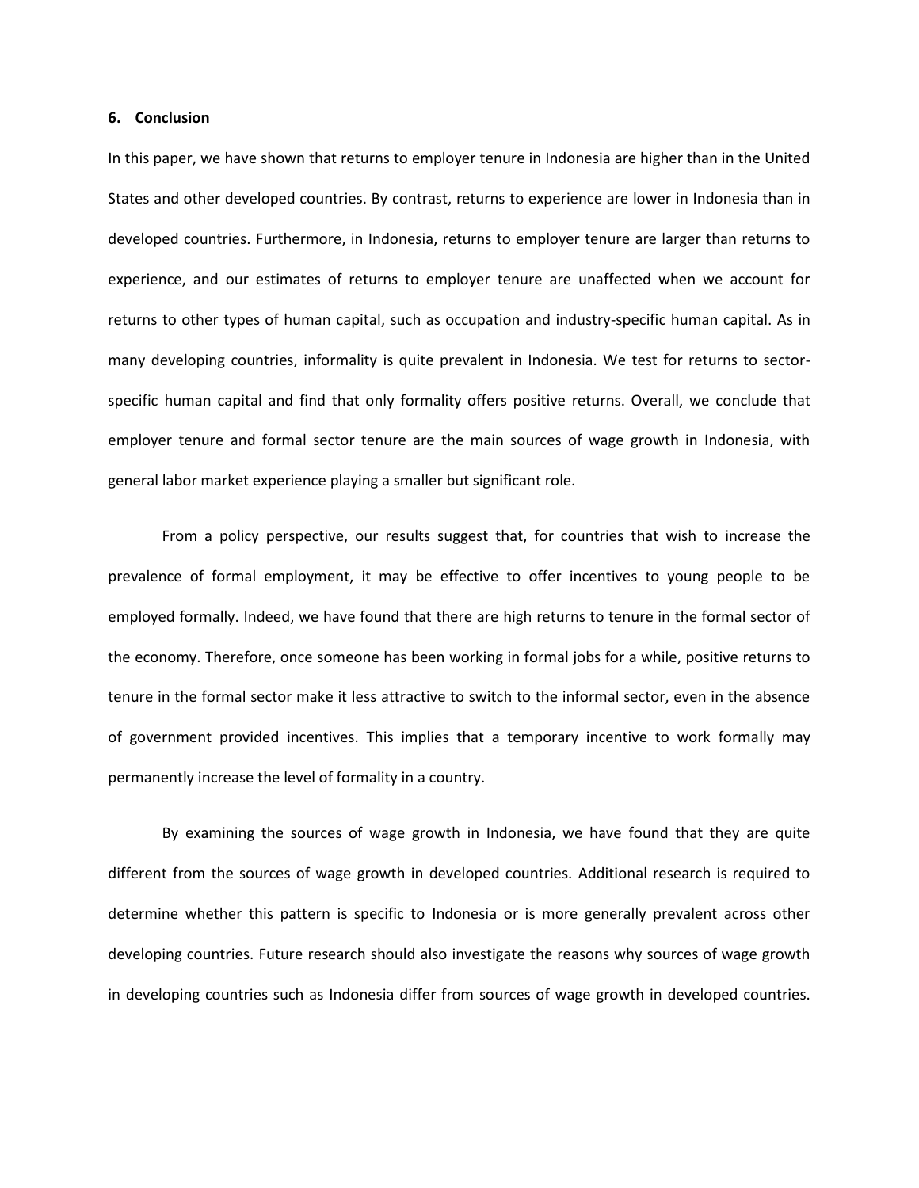## 6. Conclusion

In this paper, we have shown that returns to employer tenure in Indonesia are higher than in the United States and other developed countries. By contrast, returns to experience are lower in Indonesia than in developed countries. Furthermore, in Indonesia, returns to employer tenure are larger than returns to experience, and our estimates of returns to employer tenure are unaffected when we account for returns to other types of human capital, such as occupation and industry-specific human capital. As in many developing countries, informality is quite prevalent in Indonesia. We test for returns to sector-specific human capital and find that only formality offers positive returns. Overall, we conclude that employer tenure and formal sector tenure are the main sources of wage growth in Indonesia, with general labor market experience playing a smaller but significant role.

From a policy perspective, our results suggest that, for countries that wish to increase the prevalence of formal employment, it may be effective to offer incentives to young people to be employed formally. Indeed, we have found that there are high returns to tenure in the formal sector of the economy. Therefore, once someone has been working in formal jobs for a while, positive returns to tenure in the formal sector make it less attractive to switch to the informal sector, even in the absence of government provided incentives. This implies that a temporary incentive to work formally may permanently increase the level of formality in a country.

By examining the sources of wage growth in Indonesia, we have found that they are quite different from the sources of wage growth in developed countries. Additional research is required to determine whether this pattern is specific to Indonesia or is more generally prevalent across other developing countries. Future research should also investigate the reasons why sources of wage growth in developing countries such as Indonesia differ from sources of wage growth in developed countries.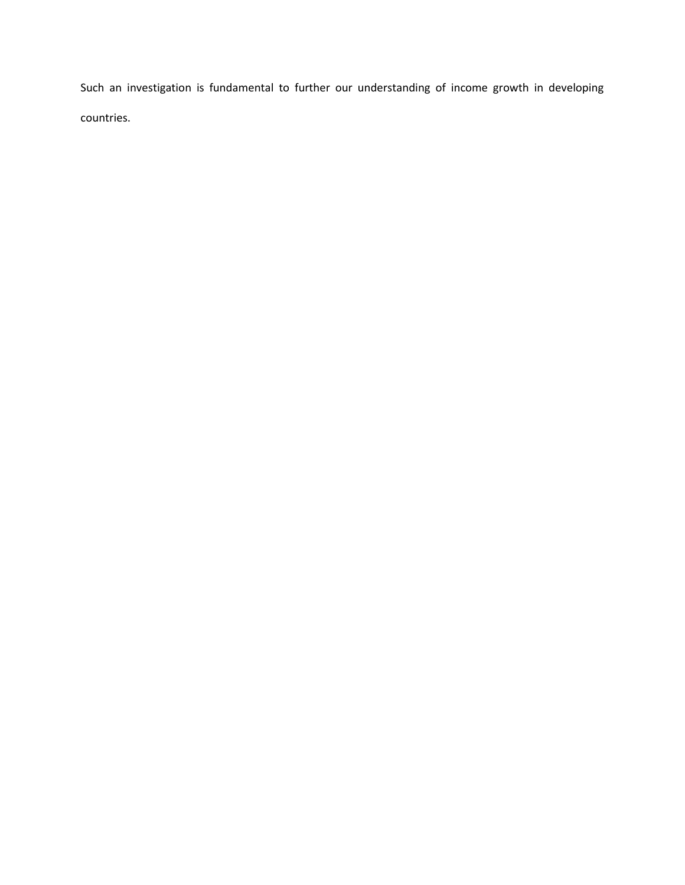Such an investigation is fundamental to further our understanding of income growth in developing countries.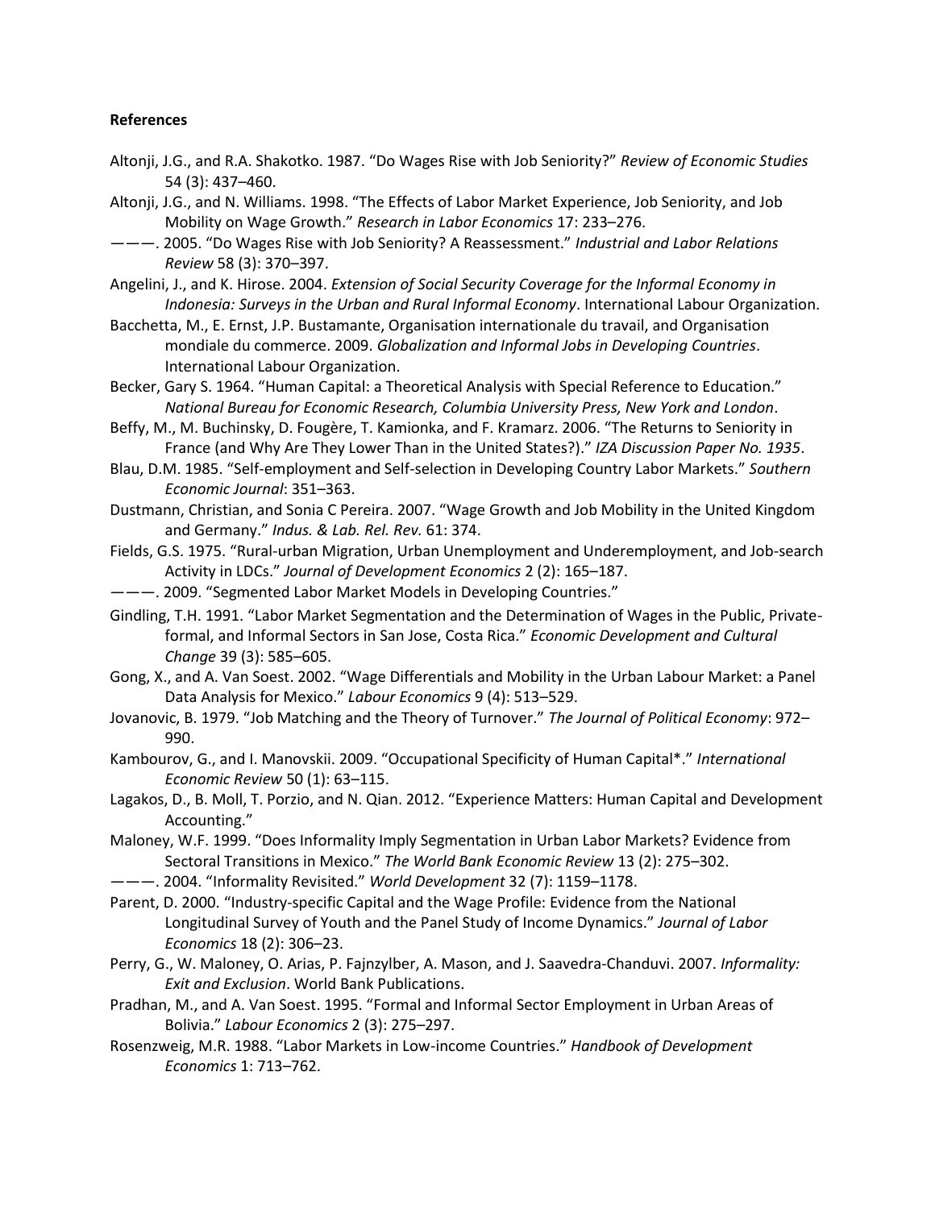**References**

Altonji, J.G., and R.A. Shakotko. 1987. "Do Wages Rise with Job Seniority?" *Review of Economic Studies* 54 (3): 437–460.

Altonji, J.G., and N. Williams. 1998. "The Effects of Labor Market Experience, Job Seniority, and Job Mobility on Wage Growth." *Research in Labor Economics* 17: 233–276.

———. 2005. "Do Wages Rise with Job Seniority? A Reassessment." *Industrial and Labor Relations Review* 58 (3): 370–397.

Angelini, J., and K. Hirose. 2004. *Extension of Social Security Coverage for the Informal Economy in Indonesia: Surveys in the Urban and Rural Informal Economy*. International Labour Organization.

Bacchetta, M., E. Ernst, J.P. Bustamante, Organisation internationale du travail, and Organisation mondiale du commerce. 2009. *Globalization and Informal Jobs in Developing Countries*. International Labour Organization.

Becker, Gary S. 1964. "Human Capital: a Theoretical Analysis with Special Reference to Education." *National Bureau for Economic Research, Columbia University Press, New York and London*.

Beffy, M., M. Buchinsky, D. Fougère, T. Kamionka, and F. Kramarz. 2006. "The Returns to Seniority in France (and Why Are They Lower Than in the United States?)." *IZA Discussion Paper No. 1935*.

Blau, D.M. 1985. "Self-employment and Self-selection in Developing Country Labor Markets." *Southern Economic Journal*: 351–363.

Dustmann, Christian, and Sonia C Pereira. 2007. "Wage Growth and Job Mobility in the United Kingdom and Germany." *Indus. & Lab. Rel. Rev.* 61: 374.

Fields, G.S. 1975. "Rural-urban Migration, Urban Unemployment and Underemployment, and Job-search Activity in LDCs." *Journal of Development Economics* 2 (2): 165–187.

———. 2009. "Segmented Labor Market Models in Developing Countries."

Gindling, T.H. 1991. "Labor Market Segmentation and the Determination of Wages in the Public, Private-formal, and Informal Sectors in San Jose, Costa Rica." *Economic Development and Cultural Change* 39 (3): 585–605.

Gong, X., and A. Van Soest. 2002. "Wage Differentials and Mobility in the Urban Labour Market: a Panel Data Analysis for Mexico." *Labour Economics* 9 (4): 513–529.

Jovanovic, B. 1979. "Job Matching and the Theory of Turnover." *The Journal of Political Economy*: 972–990.

Kambourov, G., and I. Manovskii. 2009. "Occupational Specificity of Human Capital*." *International Economic Review* 50 (1): 63–115.

Lagakos, D., B. Moll, T. Porzio, and N. Qian. 2012. "Experience Matters: Human Capital and Development Accounting."

Maloney, W.F. 1999. "Does Informality Imply Segmentation in Urban Labor Markets? Evidence from Sectoral Transitions in Mexico." *The World Bank Economic Review* 13 (2): 275–302.

———. 2004. "Informality Revisited." *World Development* 32 (7): 1159–1178.

Parent, D. 2000. "Industry-specific Capital and the Wage Profile: Evidence from the National Longitudinal Survey of Youth and the Panel Study of Income Dynamics." *Journal of Labor Economics* 18 (2): 306–23.

Perry, G., W. Maloney, O. Arias, P. Fajnzylber, A. Mason, and J. Saavedra-Chanduvi. 2007. *Informality: Exit and Exclusion*. World Bank Publications.

Pradhan, M., and A. Van Soest. 1995. "Formal and Informal Sector Employment in Urban Areas of Bolivia." *Labour Economics* 2 (3): 275–297.

Rosenzweig, M.R. 1988. "Labor Markets in Low-income Countries." *Handbook of Development Economics* 1: 713–762.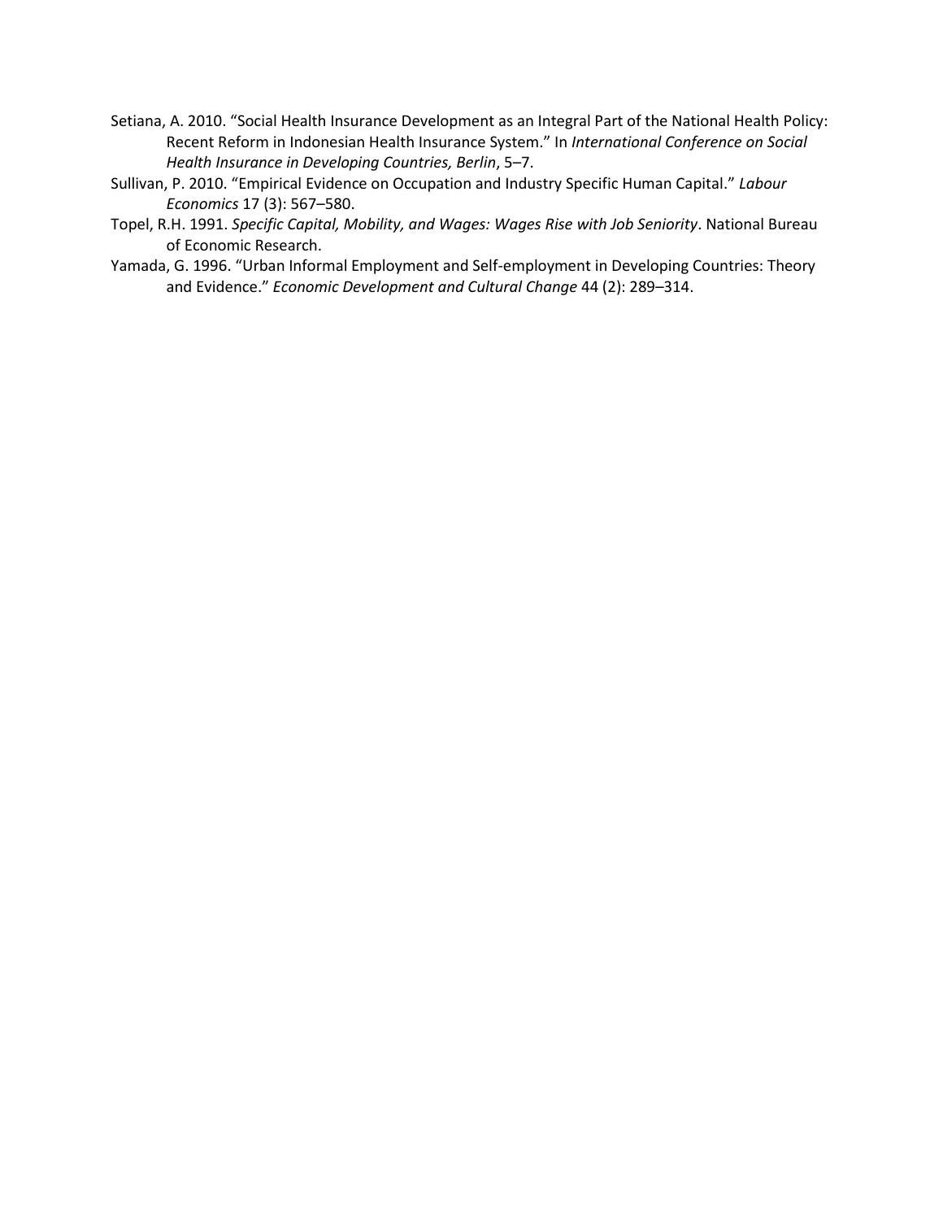Setiana, A. 2010. "Social Health Insurance Development as an Integral Part of the National Health Policy: Recent Reform in Indonesian Health Insurance System." In *International Conference on Social Health Insurance in Developing Countries, Berlin*, 5–7.

Sullivan, P. 2010. "Empirical Evidence on Occupation and Industry Specific Human Capital." *Labour Economics* 17 (3): 567–580.

Topel, R.H. 1991. *Specific Capital, Mobility, and Wages: Wages Rise with Job Seniority*. National Bureau of Economic Research.

Yamada, G. 1996. "Urban Informal Employment and Self-employment in Developing Countries: Theory and Evidence." *Economic Development and Cultural Change* 44 (2): 289–314.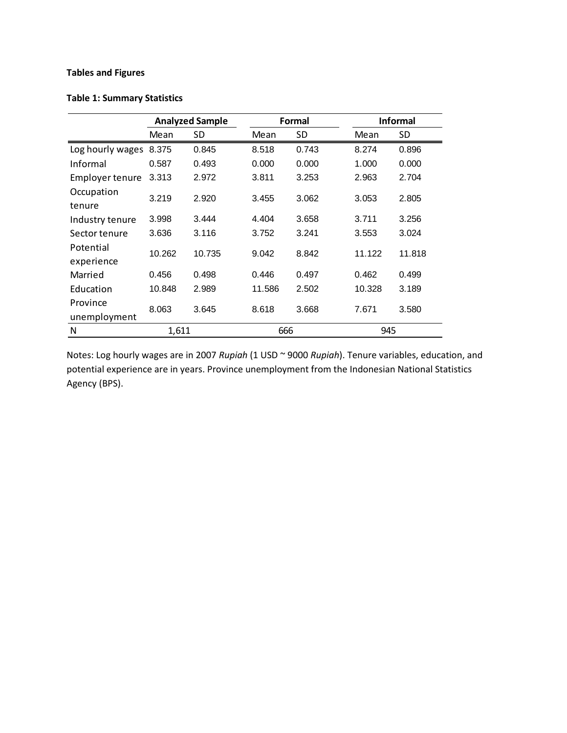**Tables and Figures**

**Table 1: Summary Statistics**

| | Analyzed Sample | | Formal | | Informal | |
|---|---|---|---|---|---|---|
| | Mean | SD | Mean | SD | Mean | SD |
| Log hourly wages | 8.375 | 0.845 | 8.518 | 0.743 | 8.274 | 0.896 |
| Informal | 0.587 | 0.493 | 0.000 | 0.000 | 1.000 | 0.000 |
| Employer tenure | 3.313 | 2.972 | 3.811 | 3.253 | 2.963 | 2.704 |
| Occupation tenure | 3.219 | 2.920 | 3.455 | 3.062 | 3.053 | 2.805 |
| Industry tenure | 3.998 | 3.444 | 4.404 | 3.658 | 3.711 | 3.256 |
| Sector tenure | 3.636 | 3.116 | 3.752 | 3.241 | 3.553 | 3.024 |
| Potential experience | 10.262 | 10.735 | 9.042 | 8.842 | 11.122 | 11.818 |
| Married | 0.456 | 0.498 | 0.446 | 0.497 | 0.462 | 0.499 |
| Education | 10.848 | 2.989 | 11.586 | 2.502 | 10.328 | 3.189 |
| Province unemployment | 8.063 | 3.645 | 8.618 | 3.668 | 7.671 | 3.580 |
| N | 1,611 | | 666 | | 945 | |

Notes: Log hourly wages are in 2007 *Rupiah* (1 USD ~ 9000 *Rupiah*). Tenure variables, education, and potential experience are in years. Province unemployment from the Indonesian National Statistics Agency (BPS).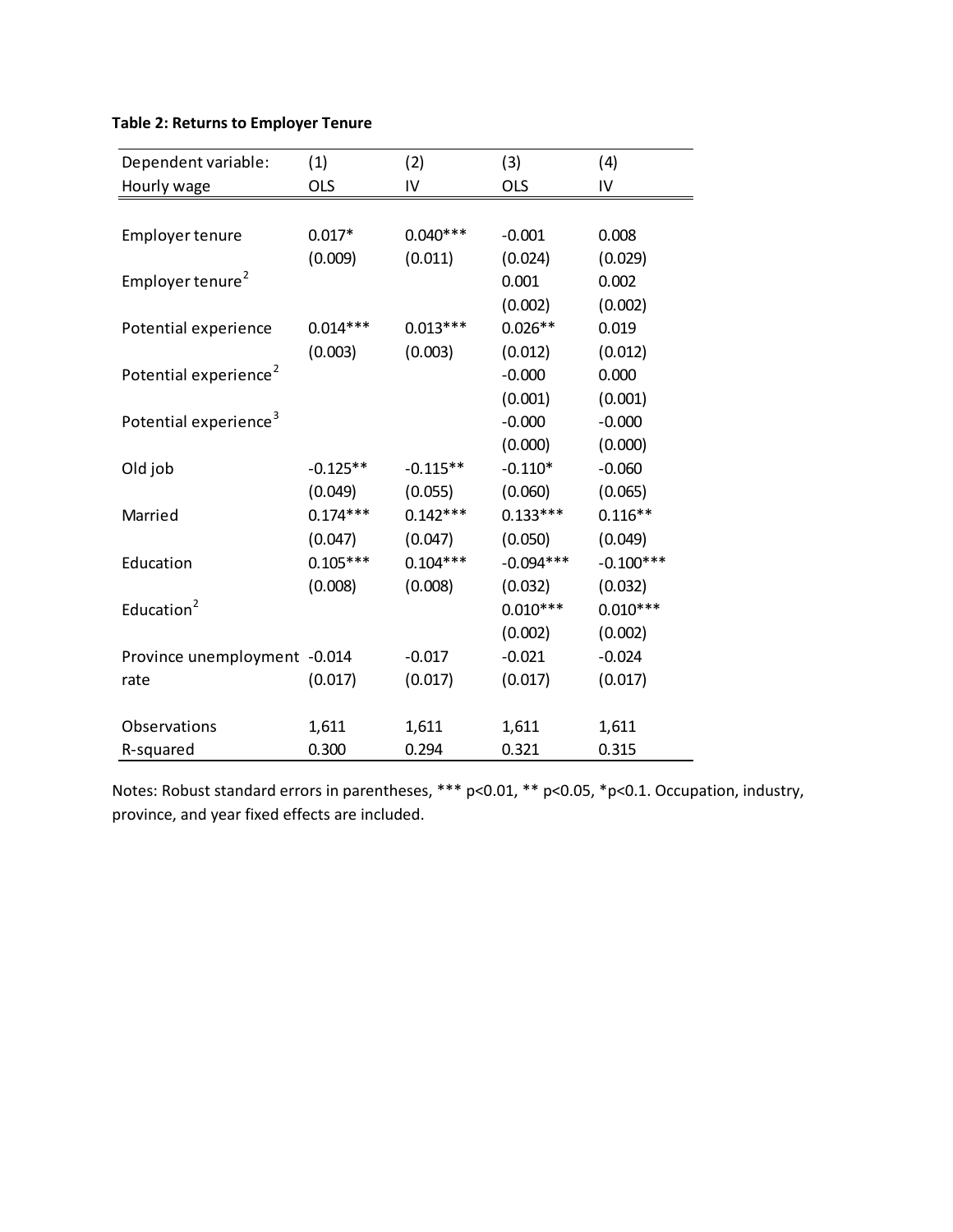**Table 2: Returns to Employer Tenure**

| Dependent variable: Hourly wage | (1) OLS | (2) IV | (3) OLS | (4) IV |
|---|---|---|---|---|
| Employer tenure | 0.017* | 0.040*** | -0.001 | 0.008 |
| | (0.009) | (0.011) | (0.024) | (0.029) |
| Employer tenure$^2$ | | | 0.001 | 0.002 |
| | | | (0.002) | (0.002) |
| Potential experience | 0.014*** | 0.013*** | 0.026** | 0.019 |
| | (0.003) | (0.003) | (0.012) | (0.012) |
| Potential experience$^2$ | | | -0.000 | 0.000 |
| | | | (0.001) | (0.001) |
| Potential experience$^3$ | | | -0.000 | -0.000 |
| | | | (0.000) | (0.000) |
| Old job | -0.125** | -0.115** | -0.110* | -0.060 |
| | (0.049) | (0.055) | (0.060) | (0.065) |
| Married | 0.174*** | 0.142*** | 0.133*** | 0.116** |
| | (0.047) | (0.047) | (0.050) | (0.049) |
| Education | 0.105*** | 0.104*** | -0.094*** | -0.100*** |
| | (0.008) | (0.008) | (0.032) | (0.032) |
| Education$^2$ | | | 0.010*** | 0.010*** |
| | | | (0.002) | (0.002) |
| Province unemployment rate | -0.014 | -0.017 | -0.021 | -0.024 |
| | (0.017) | (0.017) | (0.017) | (0.017) |
| Observations | 1,611 | 1,611 | 1,611 | 1,611 |
| R-squared | 0.300 | 0.294 | 0.321 | 0.315 |

Notes: Robust standard errors in parentheses, *** p<0.01, ** p<0.05, *p<0.1. Occupation, industry, province, and year fixed effects are included.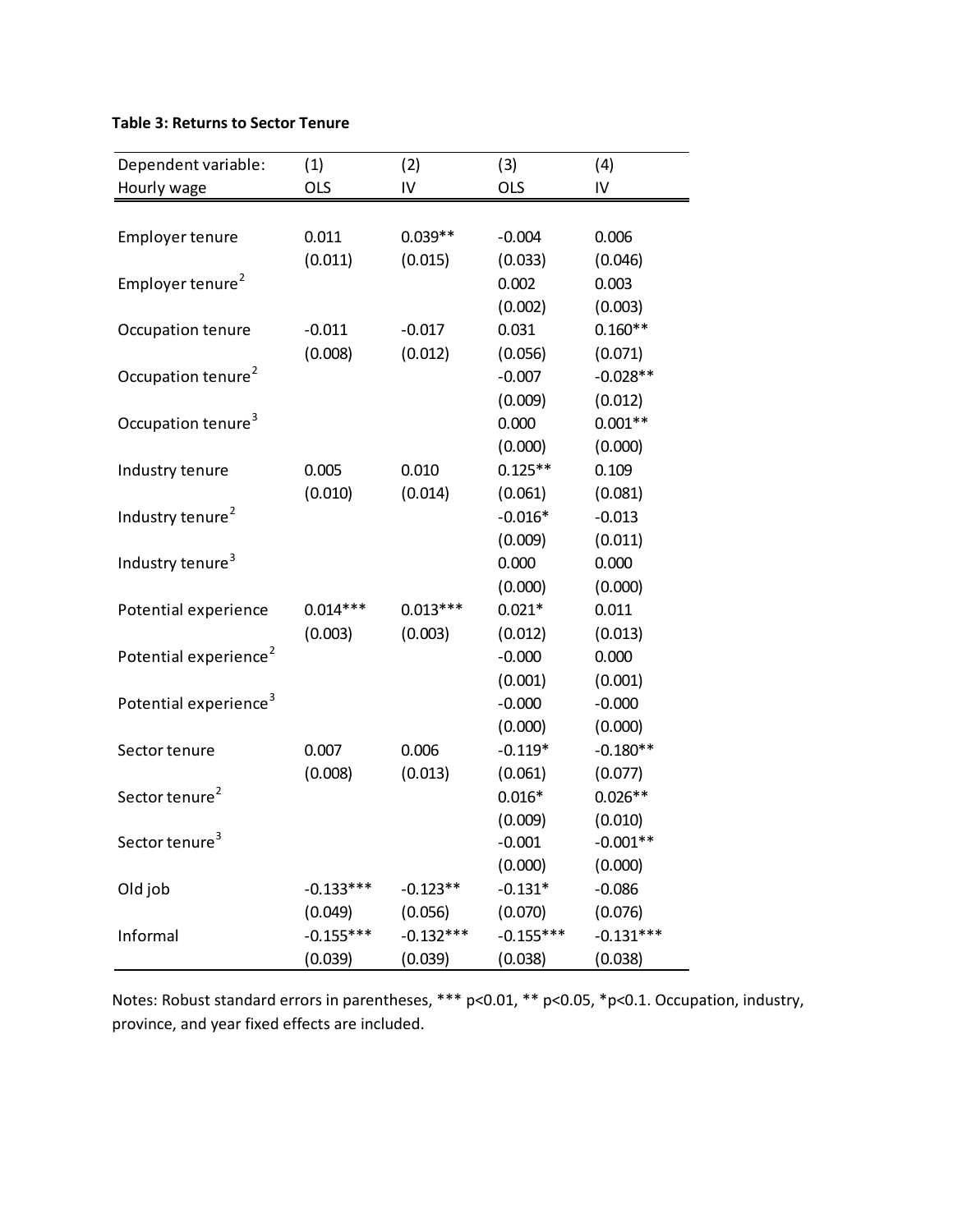**Table 3: Returns to Sector Tenure**

| Dependent variable: Hourly wage | (1) OLS | (2) IV | (3) OLS | (4) IV |
|---|---|---|---|---|
| Employer tenure | 0.011 | 0.039** | -0.004 | 0.006 |
| | (0.011) | (0.015) | (0.033) | (0.046) |
| Employer tenure$^2$ | | | 0.002 | 0.003 |
| | | | (0.002) | (0.003) |
| Occupation tenure | -0.011 | -0.017 | 0.031 | 0.160** |
| | (0.008) | (0.012) | (0.056) | (0.071) |
| Occupation tenure$^2$ | | | -0.007 | -0.028** |
| | | | (0.009) | (0.012) |
| Occupation tenure$^3$ | | | 0.000 | 0.001** |
| | | | (0.000) | (0.000) |
| Industry tenure | 0.005 | 0.010 | 0.125** | 0.109 |
| | (0.010) | (0.014) | (0.061) | (0.081) |
| Industry tenure$^2$ | | | -0.016* | -0.013 |
| | | | (0.009) | (0.011) |
| Industry tenure$^3$ | | | 0.000 | 0.000 |
| | | | (0.000) | (0.000) |
| Potential experience | 0.014*** | 0.013*** | 0.021* | 0.011 |
| | (0.003) | (0.003) | (0.012) | (0.013) |
| Potential experience$^2$ | | | -0.000 | 0.000 |
| | | | (0.001) | (0.001) |
| Potential experience$^3$ | | | -0.000 | -0.000 |
| | | | (0.000) | (0.000) |
| Sector tenure | 0.007 | 0.006 | -0.119* | -0.180** |
| | (0.008) | (0.013) | (0.061) | (0.077) |
| Sector tenure$^2$ | | | 0.016* | 0.026** |
| | | | (0.009) | (0.010) |
| Sector tenure$^3$ | | | -0.001 | -0.001** |
| | | | (0.000) | (0.000) |
| Old job | -0.133*** | -0.123** | -0.131* | -0.086 |
| | (0.049) | (0.056) | (0.070) | (0.076) |
| Informal | -0.155*** | -0.132*** | -0.155*** | -0.131*** |
| | (0.039) | (0.039) | (0.038) | (0.038) |

Notes: Robust standard errors in parentheses, *** p<0.01, ** p<0.05, *p<0.1. Occupation, industry, province, and year fixed effects are included.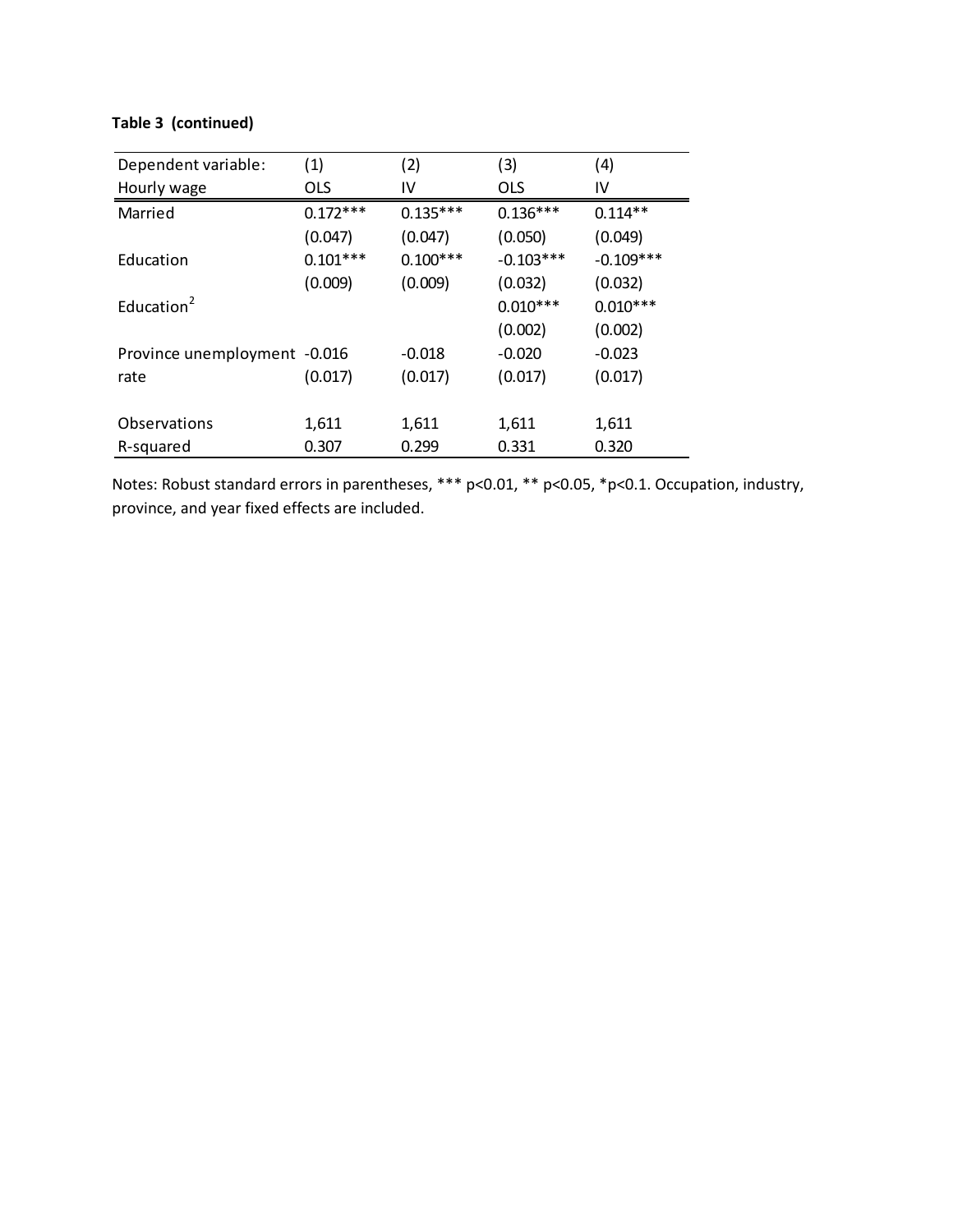**Table 3 (continued)**

| Dependent variable: Hourly wage | (1) OLS | (2) IV | (3) OLS | (4) IV |
|---|---|---|---|---|
| Married | 0.172*** | 0.135*** | 0.136*** | 0.114** |
| | (0.047) | (0.047) | (0.050) | (0.049) |
| Education | 0.101*** | 0.100*** | -0.103*** | -0.109*** |
| | (0.009) | (0.009) | (0.032) | (0.032) |
| Education$^2$ | | | 0.010*** | 0.010*** |
| | | | (0.002) | (0.002) |
| Province unemployment rate | -0.016 | -0.018 | -0.020 | -0.023 |
| | (0.017) | (0.017) | (0.017) | (0.017) |
| Observations | 1,611 | 1,611 | 1,611 | 1,611 |
| R-squared | 0.307 | 0.299 | 0.331 | 0.320 |

Notes: Robust standard errors in parentheses, *** p<0.01, ** p<0.05, *p<0.1. Occupation, industry, province, and year fixed effects are included.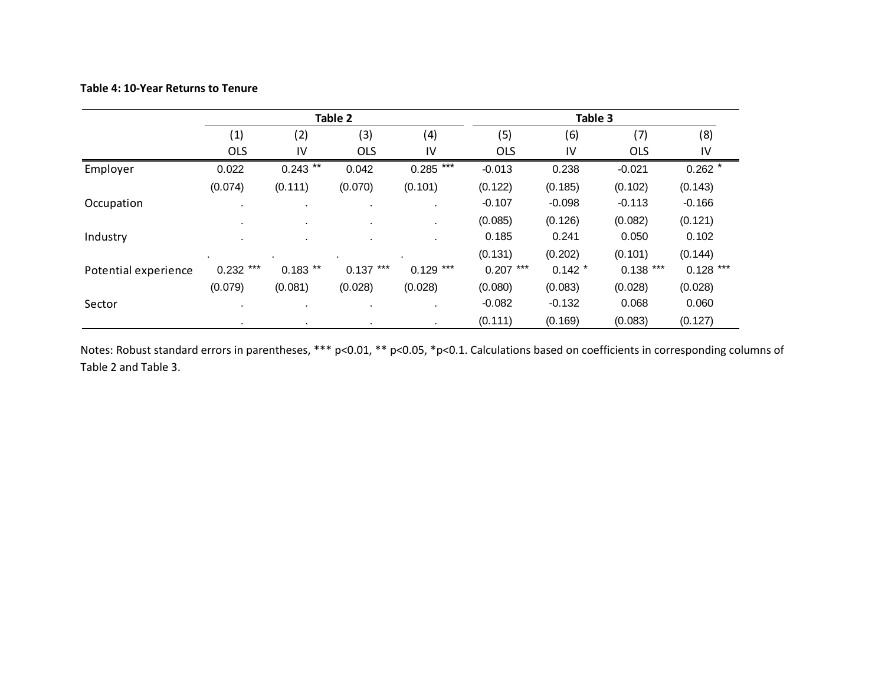**Table 4: 10-Year Returns to Tenure**

| | Table 2 | | | | Table 3 | | | |
|---|---|---|---|---|---|---|---|---|
| | (1) | (2) | (3) | (4) | (5) | (6) | (7) | (8) |
| | OLS | IV | OLS | IV | OLS | IV | OLS | IV |
| Employer | 0.022 | 0.243 ** | 0.042 | 0.285 *** | -0.013 | 0.238 | -0.021 | 0.262 * |
| | (0.074) | (0.111) | (0.070) | (0.101) | (0.122) | (0.185) | (0.102) | (0.143) |
| Occupation | . | . | . | . | -0.107 | -0.098 | -0.113 | -0.166 |
| | . | . | . | . | (0.085) | (0.126) | (0.082) | (0.121) |
| Industry | . | . | . | . | 0.185 | 0.241 | 0.050 | 0.102 |
| | . | . | . | . | (0.131) | (0.202) | (0.101) | (0.144) |
| Potential experience | 0.232 *** | 0.183 ** | 0.137 *** | 0.129 *** | 0.207 *** | 0.142 * | 0.138 *** | 0.128 *** |
| | (0.079) | (0.081) | (0.028) | (0.028) | (0.080) | (0.083) | (0.028) | (0.028) |
| Sector | . | . | . | . | -0.082 | -0.132 | 0.068 | 0.060 |
| | . | . | . | . | (0.111) | (0.169) | (0.083) | (0.127) |

Notes: Robust standard errors in parentheses, *** p<0.01, ** p<0.05, *p<0.1. Calculations based on coefficients in corresponding columns of Table 2 and Table 3.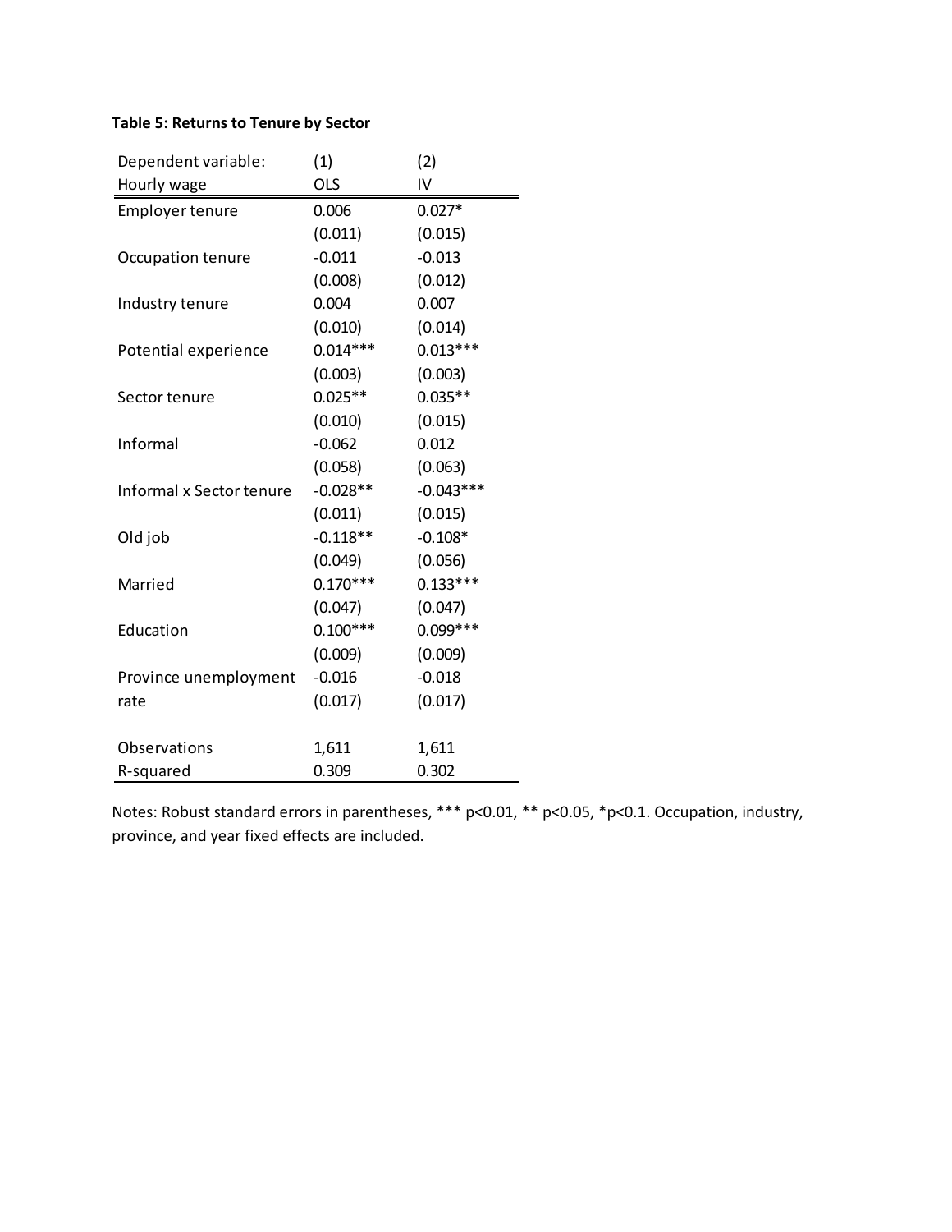**Table 5: Returns to Tenure by Sector**

| Dependent variable: Hourly wage | (1) OLS | (2) IV |
|---|---|---|
| Employer tenure | 0.006 | 0.027* |
| | (0.011) | (0.015) |
| Occupation tenure | -0.011 | -0.013 |
| | (0.008) | (0.012) |
| Industry tenure | 0.004 | 0.007 |
| | (0.010) | (0.014) |
| Potential experience | 0.014*** | 0.013*** |
| | (0.003) | (0.003) |
| Sector tenure | 0.025** | 0.035** |
| | (0.010) | (0.015) |
| Informal | -0.062 | 0.012 |
| | (0.058) | (0.063) |
| Informal x Sector tenure | -0.028** | -0.043*** |
| | (0.011) | (0.015) |
| Old job | -0.118** | -0.108* |
| | (0.049) | (0.056) |
| Married | 0.170*** | 0.133*** |
| | (0.047) | (0.047) |
| Education | 0.100*** | 0.099*** |
| | (0.009) | (0.009) |
| Province unemployment rate | -0.016 | -0.018 |
| | (0.017) | (0.017) |
| | | |
| Observations | 1,611 | 1,611 |
| R-squared | 0.309 | 0.302 |

Notes: Robust standard errors in parentheses, *** p<0.01, ** p<0.05, *p<0.1. Occupation, industry, province, and year fixed effects are included.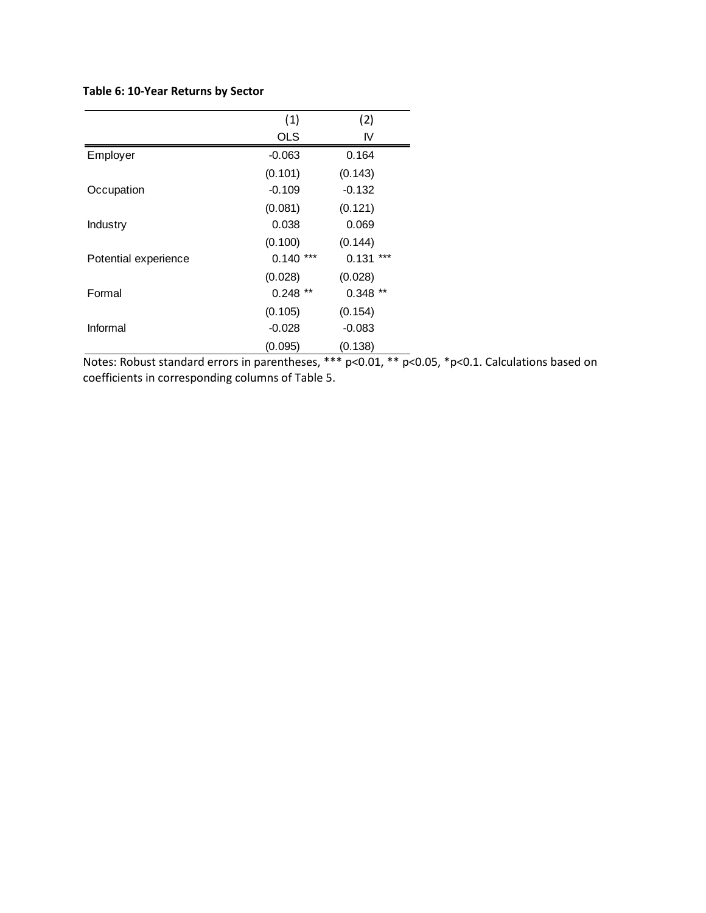**Table 6: 10-Year Returns by Sector**

| | (1) | (2) |
|---|---|---|
| | OLS | IV |
| Employer | -0.063 | 0.164 |
| | (0.101) | (0.143) |
| Occupation | -0.109 | -0.132 |
| | (0.081) | (0.121) |
| Industry | 0.038 | 0.069 |
| | (0.100) | (0.144) |
| Potential experience | 0.140 *** | 0.131 *** |
| | (0.028) | (0.028) |
| Formal | 0.248 ** | 0.348 ** |
| | (0.105) | (0.154) |
| Informal | -0.028 | -0.083 |
| | (0.095) | (0.138) |

Notes: Robust standard errors in parentheses, *** p<0.01, ** p<0.05, *p<0.1. Calculations based on coefficients in corresponding columns of Table 5.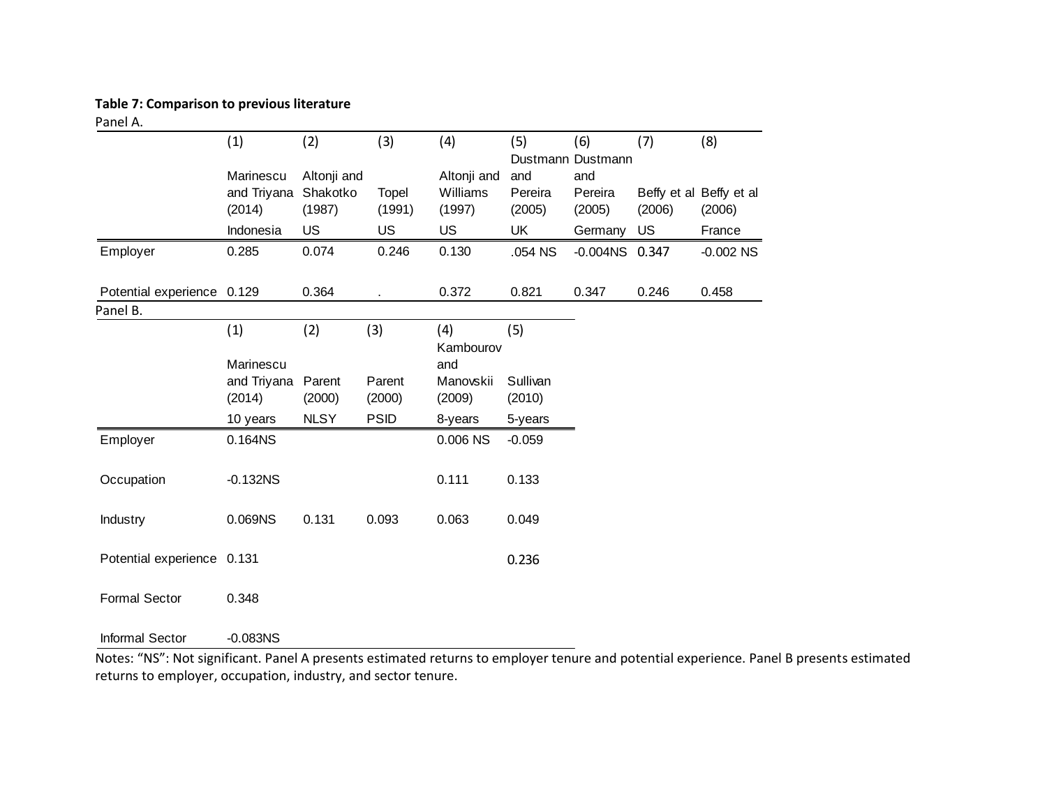**Table 7: Comparison to previous literature**

Panel A.

| | (1) | (2) | (3) | (4) | (5) | (6) | (7) | (8) |
|---|---|---|---|---|---|---|---|---|
| | Marinescu and Triyana (2014) | Altonji and Shakotko (1987) | Topel (1991) | Altonji and Williams (1997) | Dustmann and Pereira (2005) | Dustmann and Pereira (2005) | Beffy et al (2006) | Beffy et al (2006) |
| | Indonesia | US | US | US | UK | Germany | US | France |
| Employer | 0.285 | 0.074 | 0.246 | 0.130 | .054 NS | -0.004NS | 0.347 | -0.002 NS |
| Potential experience | 0.129 | 0.364 | . | 0.372 | 0.821 | 0.347 | 0.246 | 0.458 |

Panel B.

| | (1) | (2) | (3) | (4) | (5) |
|---|---|---|---|---|---|
| | Marinescu and Triyana (2014) | Parent (2000) | Parent (2000) | Kambourov and Manovskii (2009) | Sullivan (2010) |
| | 10 years | NLSY | PSID | 8-years | 5-years |
| Employer | 0.164NS | | | 0.006 NS | -0.059 |
| Occupation | -0.132NS | | | 0.111 | 0.133 |
| Industry | 0.069NS | 0.131 | 0.093 | 0.063 | 0.049 |
| Potential experience | 0.131 | | | | 0.236 |
| Formal Sector | 0.348 | | | | |
| Informal Sector | -0.083NS | | | | |

Notes: "NS": Not significant. Panel A presents estimated returns to employer tenure and potential experience. Panel B presents estimated returns to employer, occupation, industry, and sector tenure.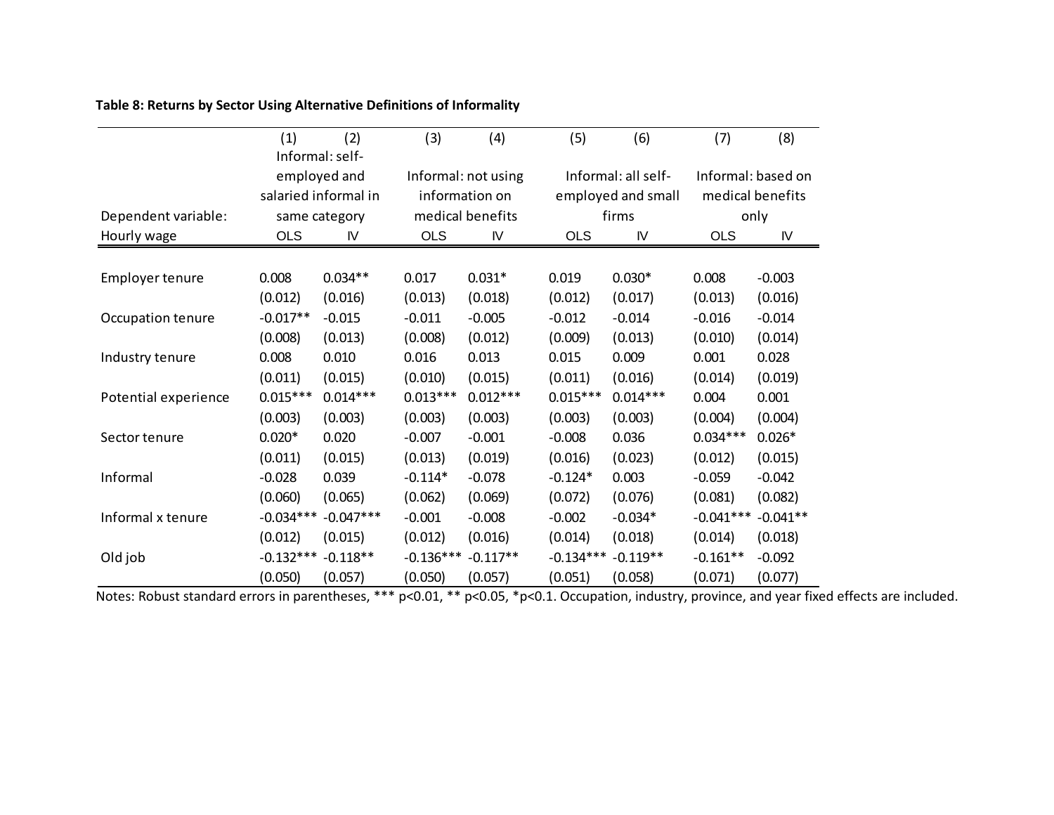**Table 8: Returns by Sector Using Alternative Definitions of Informality**

| | (1) | (2) | (3) | (4) | (5) | (6) | (7) | (8) |
|---|---|---|---|---|---|---|---|---|
| | Informal: self-employed and salaried informal in same category | | Informal: not using information on medical benefits | | Informal: all self-employed and small firms | | Informal: based on medical benefits only | |
| Dependent variable: Hourly wage | OLS | IV | OLS | IV | OLS | IV | OLS | IV |
| Employer tenure | 0.008 | 0.034** | 0.017 | 0.031* | 0.019 | 0.030* | 0.008 | -0.003 |
| | (0.012) | (0.016) | (0.013) | (0.018) | (0.012) | (0.017) | (0.013) | (0.016) |
| Occupation tenure | -0.017** | -0.015 | -0.011 | -0.005 | -0.012 | -0.014 | -0.016 | -0.014 |
| | (0.008) | (0.013) | (0.008) | (0.012) | (0.009) | (0.013) | (0.010) | (0.014) |
| Industry tenure | 0.008 | 0.010 | 0.016 | 0.013 | 0.015 | 0.009 | 0.001 | 0.028 |
| | (0.011) | (0.015) | (0.010) | (0.015) | (0.011) | (0.016) | (0.014) | (0.019) |
| Potential experience | 0.015*** | 0.014*** | 0.013*** | 0.012*** | 0.015*** | 0.014*** | 0.004 | 0.001 |
| | (0.003) | (0.003) | (0.003) | (0.003) | (0.003) | (0.003) | (0.004) | (0.004) |
| Sector tenure | 0.020* | 0.020 | -0.007 | -0.001 | -0.008 | 0.036 | 0.034*** | 0.026* |
| | (0.011) | (0.015) | (0.013) | (0.019) | (0.016) | (0.023) | (0.012) | (0.015) |
| Informal | -0.028 | 0.039 | -0.114* | -0.078 | -0.124* | 0.003 | -0.059 | -0.042 |
| | (0.060) | (0.065) | (0.062) | (0.069) | (0.072) | (0.076) | (0.081) | (0.082) |
| Informal x tenure | -0.034*** | -0.047*** | -0.001 | -0.008 | -0.002 | -0.034* | -0.041*** | -0.041** |
| | (0.012) | (0.015) | (0.012) | (0.016) | (0.014) | (0.018) | (0.014) | (0.018) |
| Old job | -0.132*** | -0.118** | -0.136*** | -0.117** | -0.134*** | -0.119** | -0.161** | -0.092 |
| | (0.050) | (0.057) | (0.050) | (0.057) | (0.051) | (0.058) | (0.071) | (0.077) |

Notes: Robust standard errors in parentheses, *** p<0.01, ** p<0.05, *p<0.1. Occupation, industry, province, and year fixed effects are included.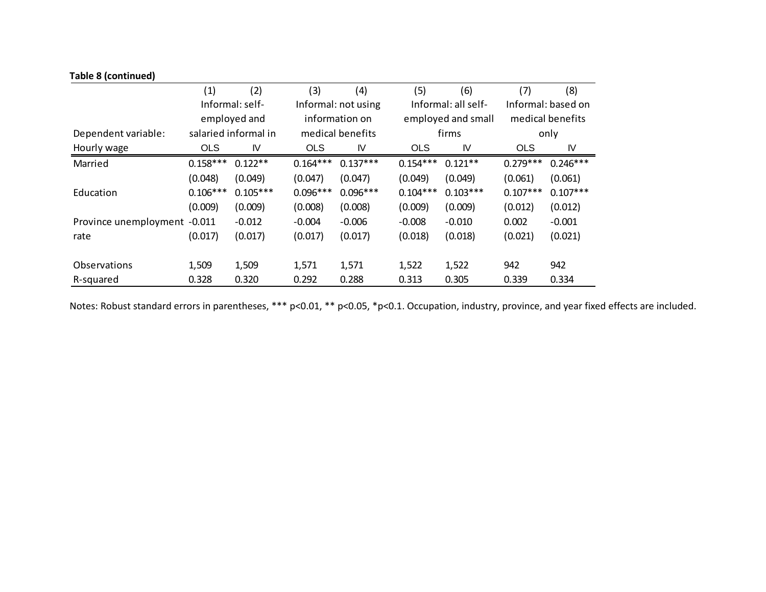**Table 8 (continued)**

| | (1) | (2) | (3) | (4) | (5) | (6) | (7) | (8) |
|---|---|---|---|---|---|---|---|---|
| | Informal: self-employed and salaried informal in | | Informal: not using information on medical benefits | | Informal: all self-employed and small firms | | Informal: based on medical benefits only | |
| Dependent variable: Hourly wage | OLS | IV | OLS | IV | OLS | IV | OLS | IV |
| Married | 0.158*** | 0.122** | 0.164*** | 0.137*** | 0.154*** | 0.121** | 0.279*** | 0.246*** |
| | (0.048) | (0.049) | (0.047) | (0.047) | (0.049) | (0.049) | (0.061) | (0.061) |
| Education | 0.106*** | 0.105*** | 0.096*** | 0.096*** | 0.104*** | 0.103*** | 0.107*** | 0.107*** |
| | (0.009) | (0.009) | (0.008) | (0.008) | (0.009) | (0.009) | (0.012) | (0.012) |
| Province unemployment rate | -0.011 | -0.012 | -0.004 | -0.006 | -0.008 | -0.010 | 0.002 | -0.001 |
| | (0.017) | (0.017) | (0.017) | (0.017) | (0.018) | (0.018) | (0.021) | (0.021) |
| Observations | 1,509 | 1,509 | 1,571 | 1,571 | 1,522 | 1,522 | 942 | 942 |
| R-squared | 0.328 | 0.320 | 0.292 | 0.288 | 0.313 | 0.305 | 0.339 | 0.334 |

Notes: Robust standard errors in parentheses, *** p<0.01, ** p<0.05, *p<0.1. Occupation, industry, province, and year fixed effects are included.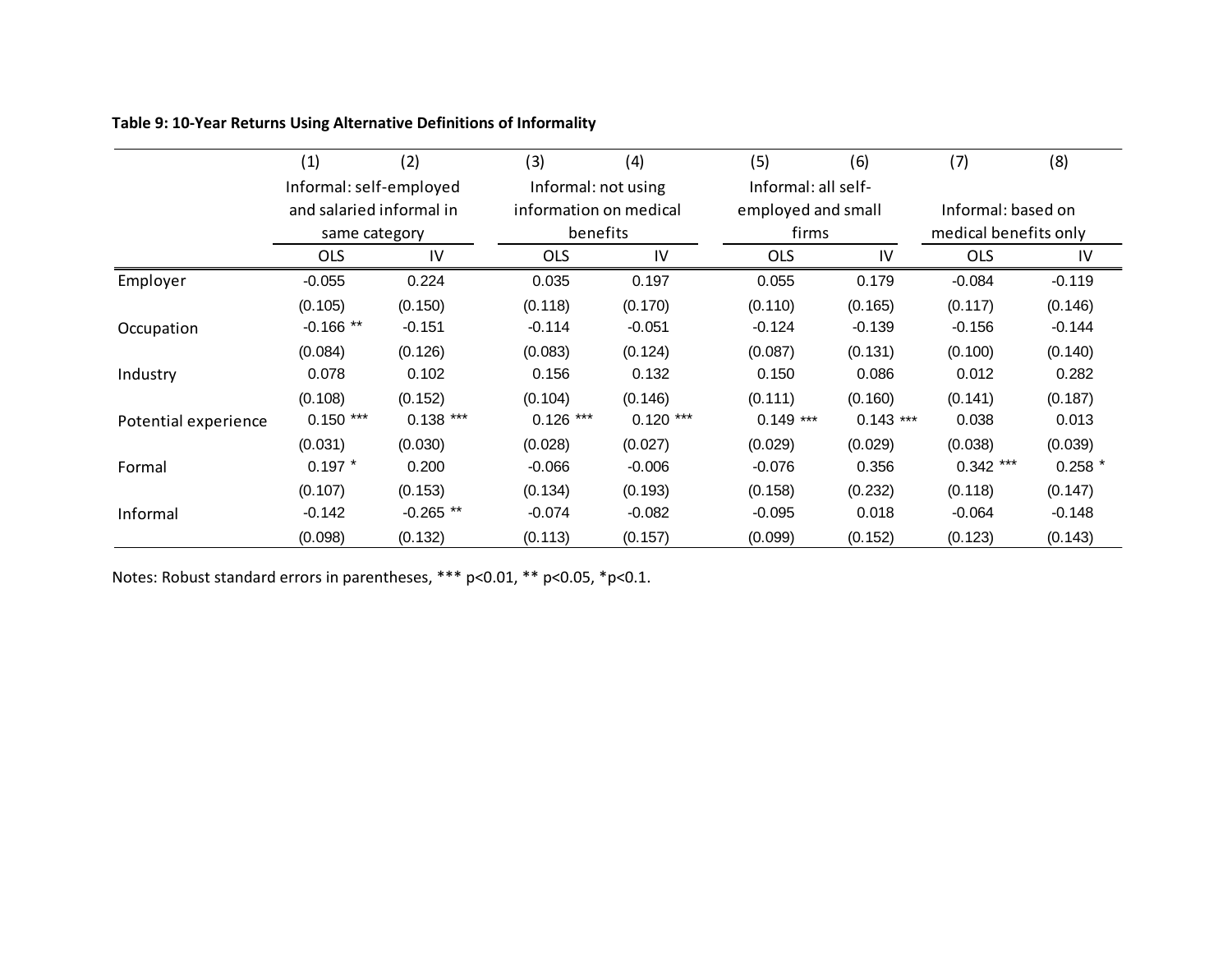**Table 9: 10-Year Returns Using Alternative Definitions of Informality**

| | (1) | (2) | (3) | (4) | (5) | (6) | (7) | (8) |
|---|---|---|---|---|---|---|---|---|
| | Informal: self-employed and salaried informal in same category | | Informal: not using information on medical benefits | | Informal: all self-employed and small firms | | Informal: based on medical benefits only | |
| | OLS | IV | OLS | IV | OLS | IV | OLS | IV |
| Employer | -0.055 | 0.224 | 0.035 | 0.197 | 0.055 | 0.179 | -0.084 | -0.119 |
| | (0.105) | (0.150) | (0.118) | (0.170) | (0.110) | (0.165) | (0.117) | (0.146) |
| Occupation | -0.166 ** | -0.151 | -0.114 | -0.051 | -0.124 | -0.139 | -0.156 | -0.144 |
| | (0.084) | (0.126) | (0.083) | (0.124) | (0.087) | (0.131) | (0.100) | (0.140) |
| Industry | 0.078 | 0.102 | 0.156 | 0.132 | 0.150 | 0.086 | 0.012 | 0.282 |
| | (0.108) | (0.152) | (0.104) | (0.146) | (0.111) | (0.160) | (0.141) | (0.187) |
| Potential experience | 0.150 *** | 0.138 *** | 0.126 *** | 0.120 *** | 0.149 *** | 0.143 *** | 0.038 | 0.013 |
| | (0.031) | (0.030) | (0.028) | (0.027) | (0.029) | (0.029) | (0.038) | (0.039) |
| Formal | 0.197 * | 0.200 | -0.066 | -0.006 | -0.076 | 0.356 | 0.342 *** | 0.258 * |
| | (0.107) | (0.153) | (0.134) | (0.193) | (0.158) | (0.232) | (0.118) | (0.147) |
| Informal | -0.142 | -0.265 ** | -0.074 | -0.082 | -0.095 | 0.018 | -0.064 | -0.148 |
| | (0.098) | (0.132) | (0.113) | (0.157) | (0.099) | (0.152) | (0.123) | (0.143) |

Notes: Robust standard errors in parentheses, *** p<0.01, ** p<0.05, *p<0.1.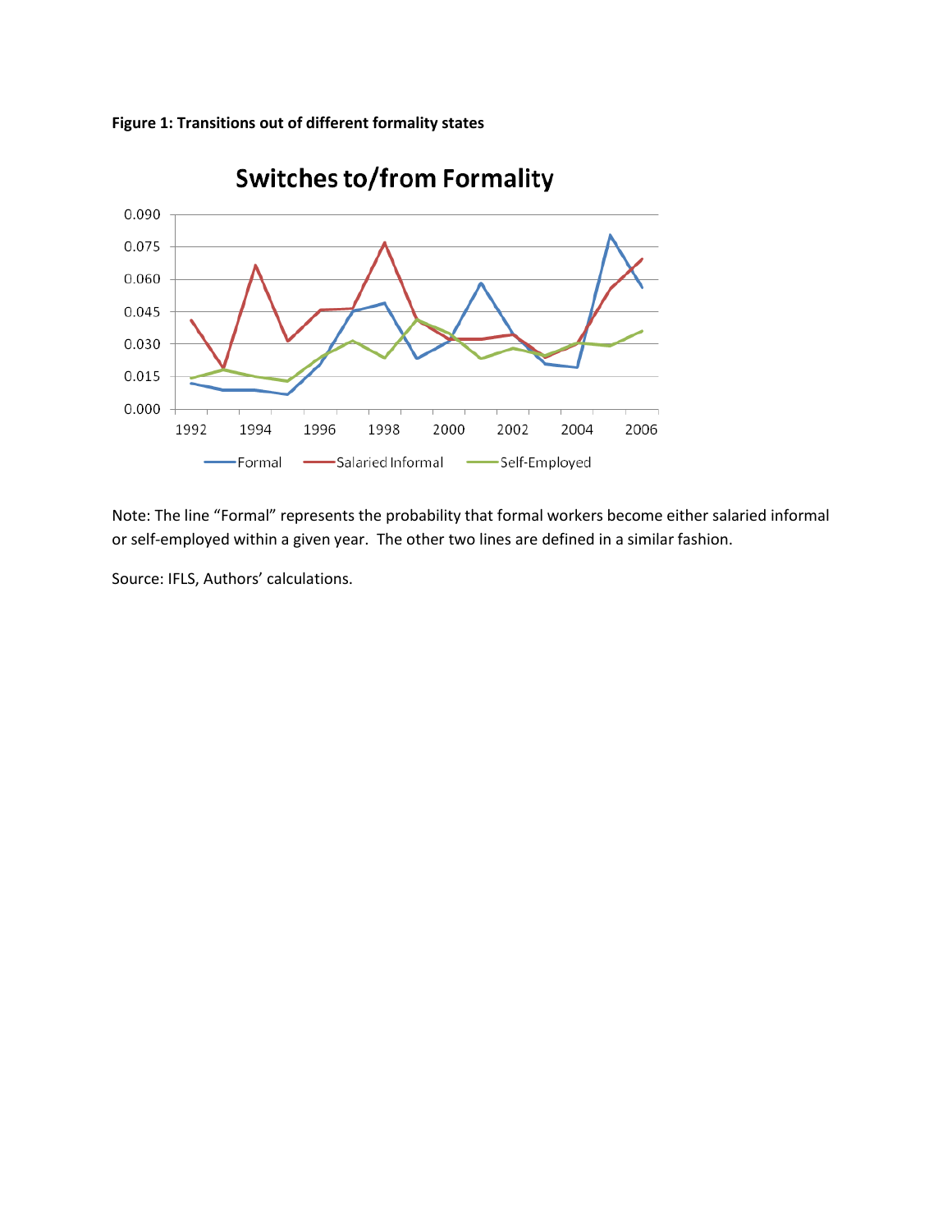**Figure 1: Transitions out of different formality states**

Note: The line "Formal" represents the probability that formal workers become either salaried informal or self-employed within a given year. The other two lines are defined in a similar fashion.

Source: IFLS, Authors' calculations.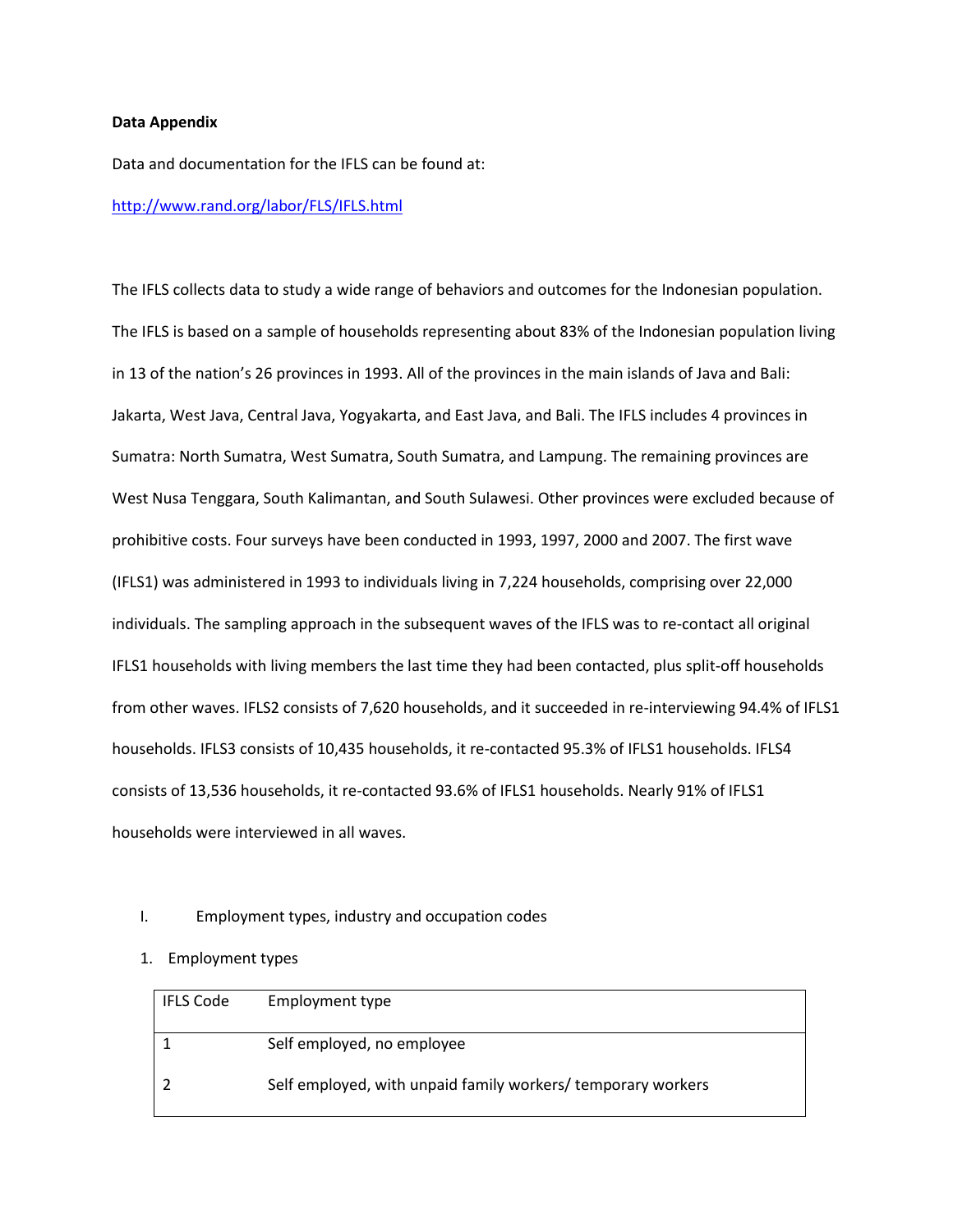**Data Appendix**

Data and documentation for the IFLS can be found at:

[http://www.rand.org/labor/FLS/IFLS.html](http://www.rand.org/labor/FLS/IFLS.html)

The IFLS collects data to study a wide range of behaviors and outcomes for the Indonesian population. The IFLS is based on a sample of households representing about 83% of the Indonesian population living in 13 of the nation's 26 provinces in 1993. All of the provinces in the main islands of Java and Bali: Jakarta, West Java, Central Java, Yogyakarta, and East Java, and Bali. The IFLS includes 4 provinces in Sumatra: North Sumatra, West Sumatra, South Sumatra, and Lampung. The remaining provinces are West Nusa Tenggara, South Kalimantan, and South Sulawesi. Other provinces were excluded because of prohibitive costs. Four surveys have been conducted in 1993, 1997, 2000 and 2007. The first wave (IFLS1) was administered in 1993 to individuals living in 7,224 households, comprising over 22,000 individuals. The sampling approach in the subsequent waves of the IFLS was to re-contact all original IFLS1 households with living members the last time they had been contacted, plus split-off households from other waves. IFLS2 consists of 7,620 households, and it succeeded in re-interviewing 94.4% of IFLS1 households. IFLS3 consists of 10,435 households, it re-contacted 95.3% of IFLS1 households. IFLS4 consists of 13,536 households, it re-contacted 93.6% of IFLS1 households. Nearly 91% of IFLS1 households were interviewed in all waves.

I. Employment types, industry and occupation codes

1. Employment types

| IFLS Code | Employment type |
|---|---|
| 1 | Self employed, no employee |
| 2 | Self employed, with unpaid family workers/ temporary workers |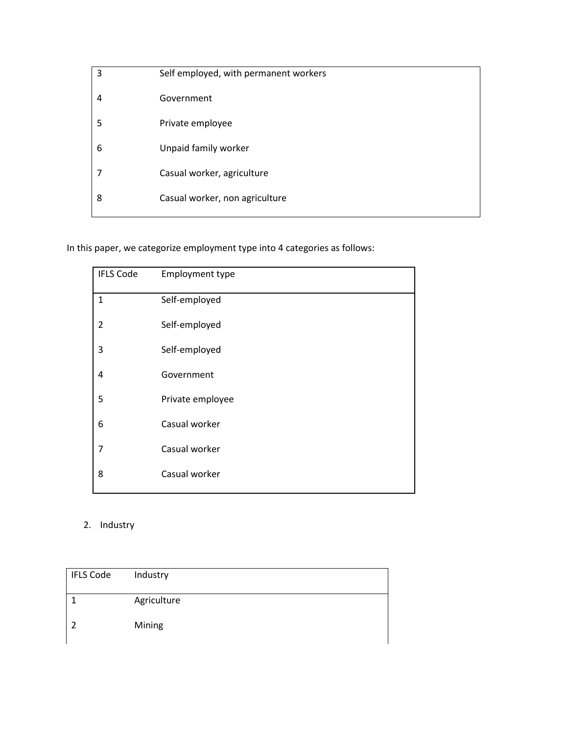| | |
|---|---|
| 3 | Self employed, with permanent workers |
| 4 | Government |
| 5 | Private employee |
| 6 | Unpaid family worker |
| 7 | Casual worker, agriculture |
| 8 | Casual worker, non agriculture |

In this paper, we categorize employment type into 4 categories as follows:

| IFLS Code | Employment type |
|---|---|
| 1 | Self-employed |
| 2 | Self-employed |
| 3 | Self-employed |
| 4 | Government |
| 5 | Private employee |
| 6 | Casual worker |
| 7 | Casual worker |
| 8 | Casual worker |

2. Industry

| IFLS Code | Industry |
|---|---|
| 1 | Agriculture |
| 2 | Mining |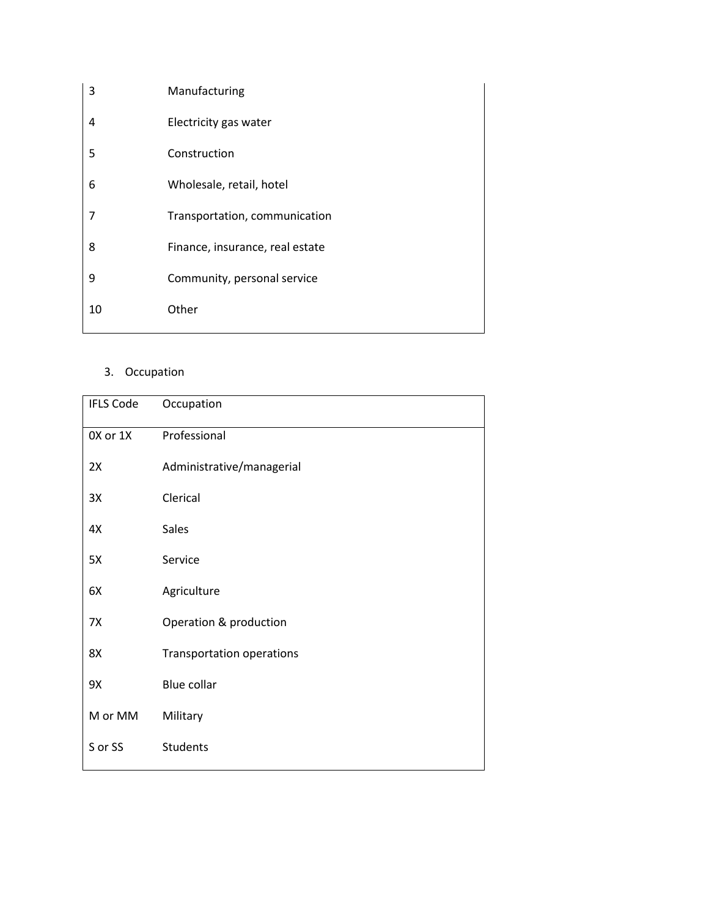| | |
|---|---|
| 3 | Manufacturing |
| 4 | Electricity gas water |
| 5 | Construction |
| 6 | Wholesale, retail, hotel |
| 7 | Transportation, communication |
| 8 | Finance, insurance, real estate |
| 9 | Community, personal service |
| 10 | Other |

3. Occupation

| IFLS Code | Occupation |
|---|---|
| 0X or 1X | Professional |
| 2X | Administrative/managerial |
| 3X | Clerical |
| 4X | Sales |
| 5X | Service |
| 6X | Agriculture |
| 7X | Operation & production |
| 8X | Transportation operations |
| 9X | Blue collar |
| M or MM | Military |
| S or SS | Students |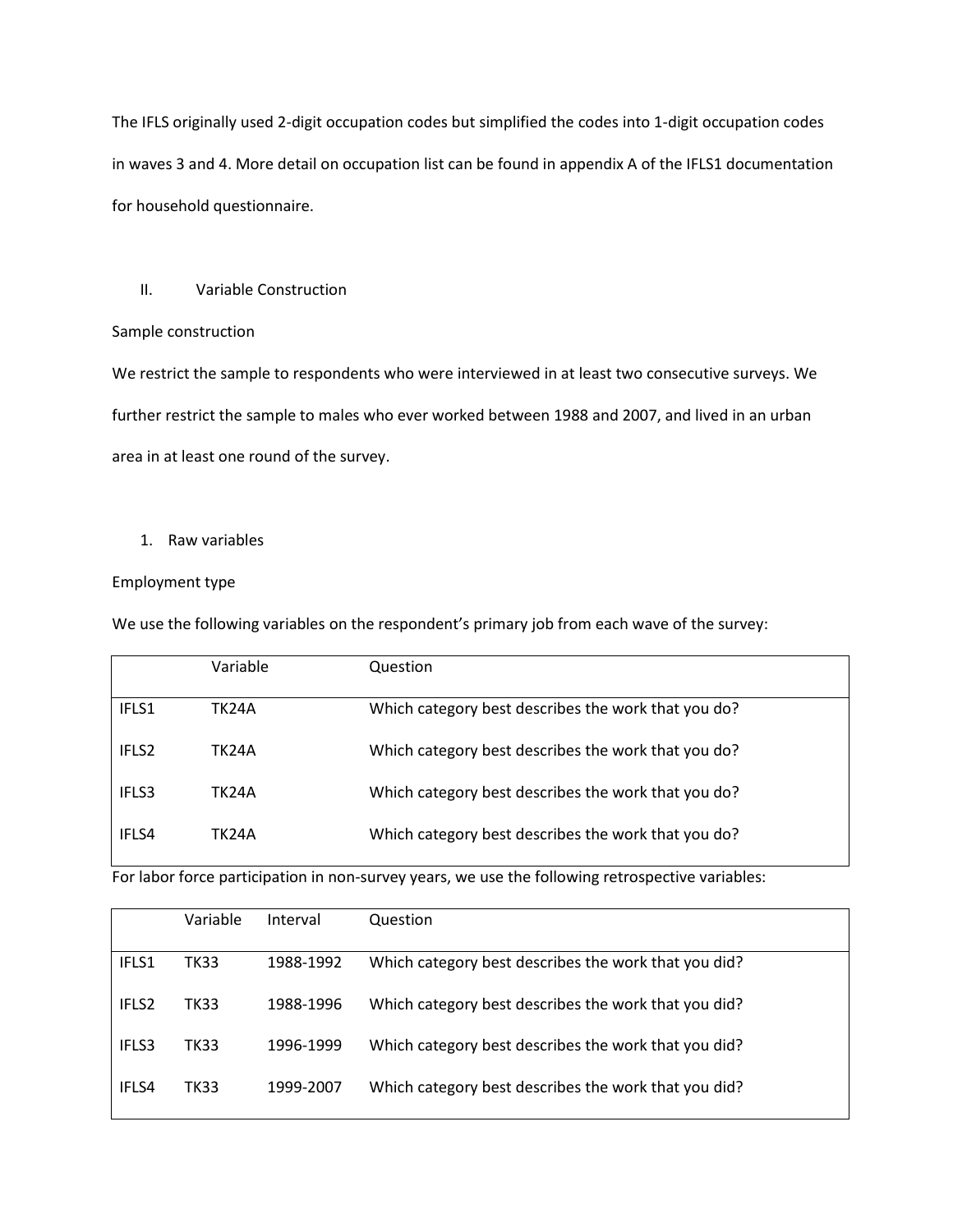The IFLS originally used 2-digit occupation codes but simplified the codes into 1-digit occupation codes in waves 3 and 4. More detail on occupation list can be found in appendix A of the IFLS1 documentation for household questionnaire.

## II. Variable Construction

Sample construction

We restrict the sample to respondents who were interviewed in at least two consecutive surveys. We further restrict the sample to males who ever worked between 1988 and 2007, and lived in an urban area in at least one round of the survey.

### 1. Raw variables

Employment type

We use the following variables on the respondent's primary job from each wave of the survey:

| | Variable | Question |
|---|---|---|
| IFLS1 | TK24A | Which category best describes the work that you do? |
| IFLS2 | TK24A | Which category best describes the work that you do? |
| IFLS3 | TK24A | Which category best describes the work that you do? |
| IFLS4 | TK24A | Which category best describes the work that you do? |

For labor force participation in non-survey years, we use the following retrospective variables:

| | Variable | Interval | Question |
|---|---|---|---|
| IFLS1 | TK33 | 1988-1992 | Which category best describes the work that you did? |
| IFLS2 | TK33 | 1988-1996 | Which category best describes the work that you did? |
| IFLS3 | TK33 | 1996-1999 | Which category best describes the work that you did? |
| IFLS4 | TK33 | 1999-2007 | Which category best describes the work that you did? |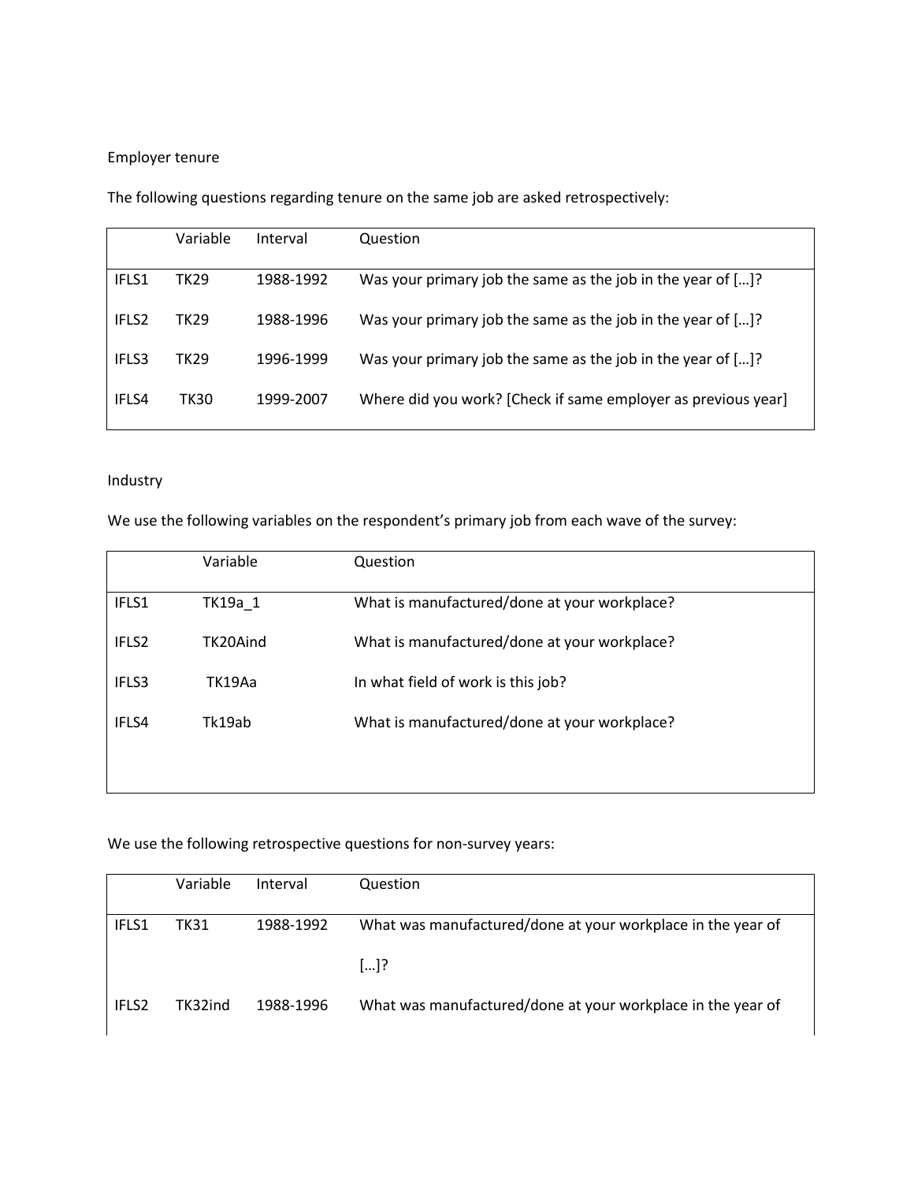Employer tenure

The following questions regarding tenure on the same job are asked retrospectively:

| | Variable | Interval | Question |
|---|---|---|---|
| IFLS1 | TK29 | 1988-1992 | Was your primary job the same as the job in the year of […]? |
| IFLS2 | TK29 | 1988-1996 | Was your primary job the same as the job in the year of […]? |
| IFLS3 | TK29 | 1996-1999 | Was your primary job the same as the job in the year of […]? |
| IFLS4 | TK30 | 1999-2007 | Where did you work? [Check if same employer as previous year] |

Industry

We use the following variables on the respondent's primary job from each wave of the survey:

| | Variable | Question |
|---|---|---|
| IFLS1 | TK19a_1 | What is manufactured/done at your workplace? |
| IFLS2 | TK20Aind | What is manufactured/done at your workplace? |
| IFLS3 | TK19Aa | In what field of work is this job? |
| IFLS4 | Tk19ab | What is manufactured/done at your workplace? |

We use the following retrospective questions for non-survey years:

| | Variable | Interval | Question |
|---|---|---|---|
| IFLS1 | TK31 | 1988-1992 | What was manufactured/done at your workplace in the year of […]? |
| IFLS2 | TK32ind | 1988-1996 | What was manufactured/done at your workplace in the year of |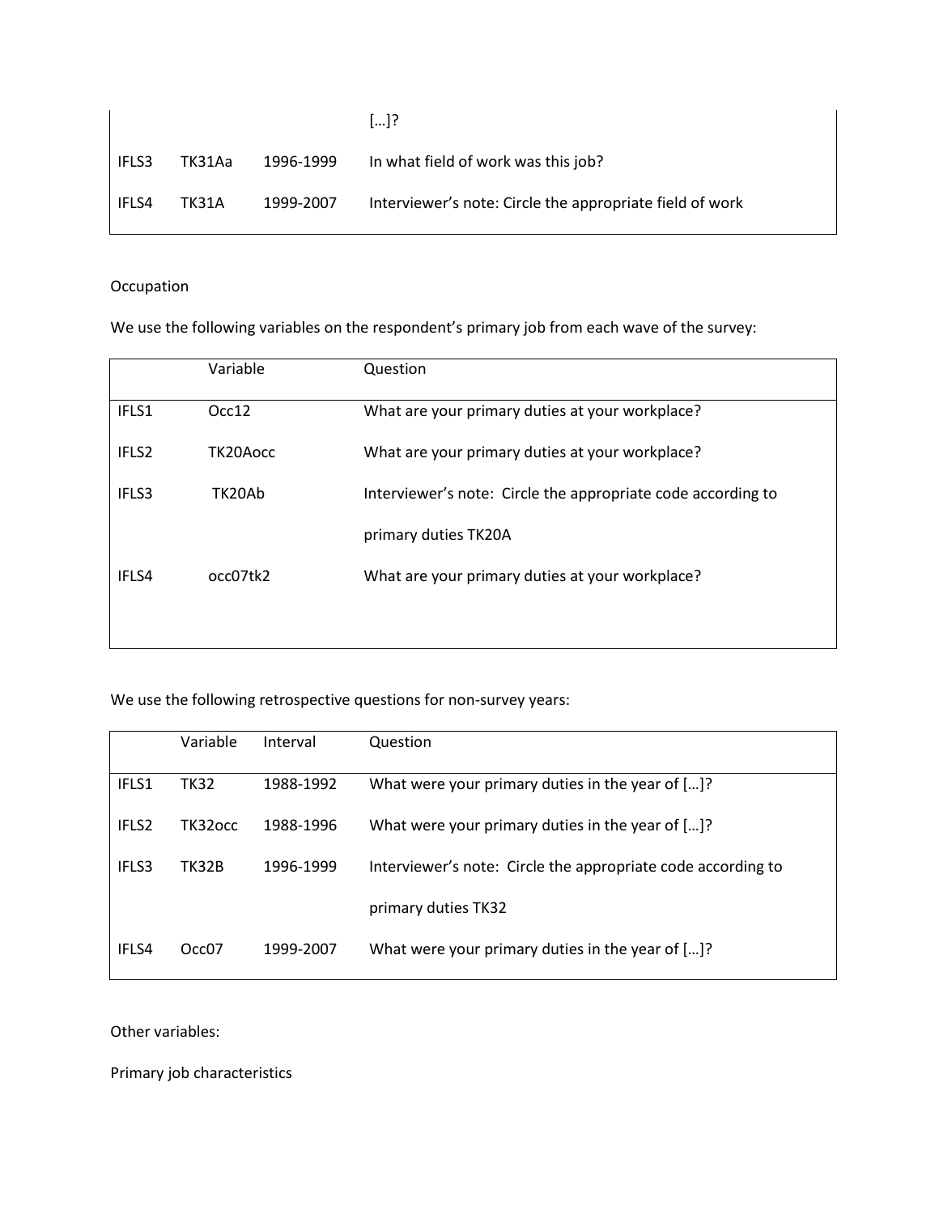| | | | […]? |
|---|---|---|---|
| IFLS3 | TK31Aa | 1996-1999 | In what field of work was this job? |
| IFLS4 | TK31A | 1999-2007 | Interviewer's note: Circle the appropriate field of work |

Occupation

We use the following variables on the respondent's primary job from each wave of the survey:

| | Variable | Question |
|---|---|---|
| IFLS1 | Occ12 | What are your primary duties at your workplace? |
| IFLS2 | TK20Aocc | What are your primary duties at your workplace? |
| IFLS3 | TK20Ab | Interviewer's note: Circle the appropriate code according to primary duties TK20A |
| IFLS4 | occ07tk2 | What are your primary duties at your workplace? |

We use the following retrospective questions for non-survey years:

| | Variable | Interval | Question |
|---|---|---|---|
| IFLS1 | TK32 | 1988-1992 | What were your primary duties in the year of […]? |
| IFLS2 | TK32occ | 1988-1996 | What were your primary duties in the year of […]? |
| IFLS3 | TK32B | 1996-1999 | Interviewer's note: Circle the appropriate code according to primary duties TK32 |
| IFLS4 | Occ07 | 1999-2007 | What were your primary duties in the year of […]? |

Other variables:

Primary job characteristics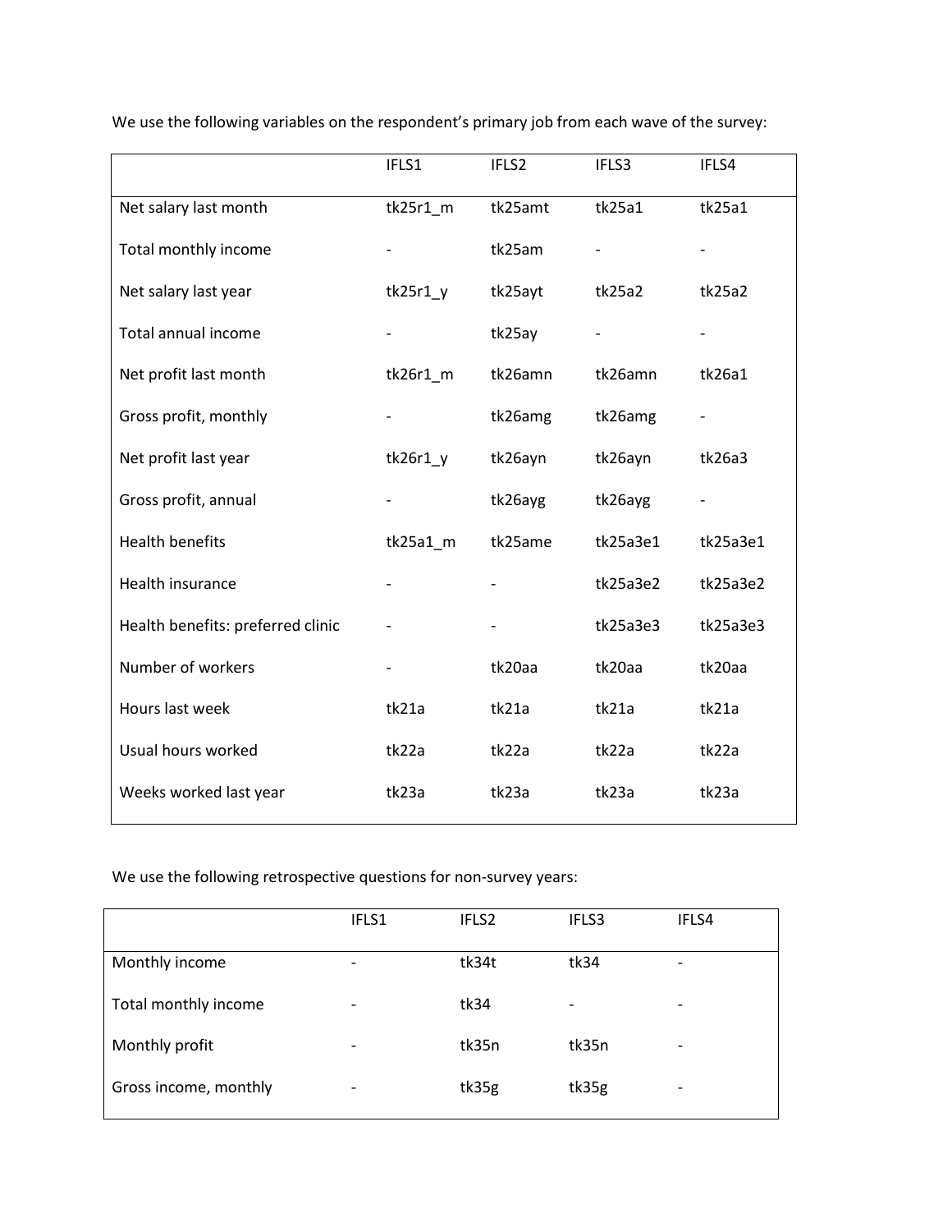We use the following variables on the respondent's primary job from each wave of the survey:

| | IFLS1 | IFLS2 | IFLS3 | IFLS4 |
|---|---|---|---|---|
| Net salary last month | tk25r1_m | tk25amt | tk25a1 | tk25a1 |
| Total monthly income | - | tk25am | - | - |
| Net salary last year | tk25r1_y | tk25ayt | tk25a2 | tk25a2 |
| Total annual income | - | tk25ay | - | - |
| Net profit last month | tk26r1_m | tk26amn | tk26amn | tk26a1 |
| Gross profit, monthly | - | tk26amg | tk26amg | - |
| Net profit last year | tk26r1_y | tk26ayn | tk26ayn | tk26a3 |
| Gross profit, annual | - | tk26ayg | tk26ayg | - |
| Health benefits | tk25a1_m | tk25ame | tk25a3e1 | tk25a3e1 |
| Health insurance | - | - | tk25a3e2 | tk25a3e2 |
| Health benefits: preferred clinic | - | - | tk25a3e3 | tk25a3e3 |
| Number of workers | - | tk20aa | tk20aa | tk20aa |
| Hours last week | tk21a | tk21a | tk21a | tk21a |
| Usual hours worked | tk22a | tk22a | tk22a | tk22a |
| Weeks worked last year | tk23a | tk23a | tk23a | tk23a |

We use the following retrospective questions for non-survey years:

| | IFLS1 | IFLS2 | IFLS3 | IFLS4 |
|---|---|---|---|---|
| Monthly income | - | tk34t | tk34 | - |
| Total monthly income | - | tk34 | - | - |
| Monthly profit | - | tk35n | tk35n | - |
| Gross income, monthly | - | tk35g | tk35g | - |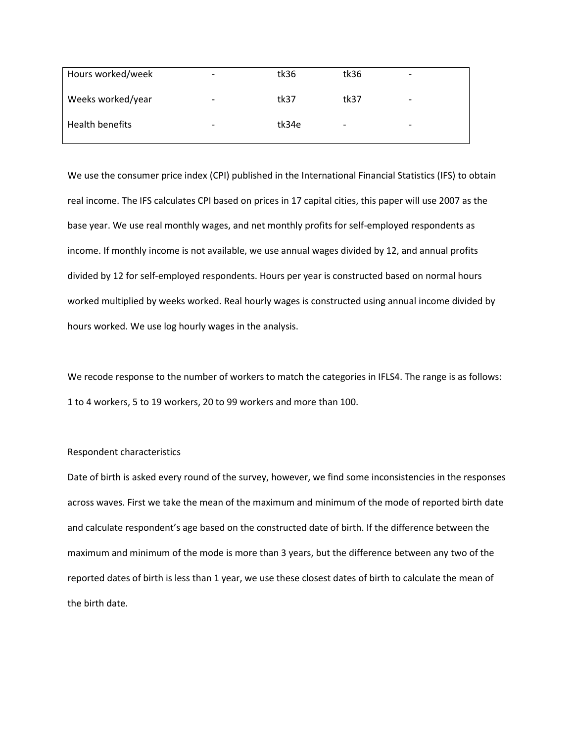| Hours worked/week | - | tk36 | tk36 | - |
|---|---|---|---|---|
| Weeks worked/year | - | tk37 | tk37 | - |
| Health benefits | - | tk34e | - | - |

We use the consumer price index (CPI) published in the International Financial Statistics (IFS) to obtain real income. The IFS calculates CPI based on prices in 17 capital cities, this paper will use 2007 as the base year. We use real monthly wages, and net monthly profits for self-employed respondents as income. If monthly income is not available, we use annual wages divided by 12, and annual profits divided by 12 for self-employed respondents. Hours per year is constructed based on normal hours worked multiplied by weeks worked. Real hourly wages is constructed using annual income divided by hours worked. We use log hourly wages in the analysis.

We recode response to the number of workers to match the categories in IFLS4. The range is as follows: 1 to 4 workers, 5 to 19 workers, 20 to 99 workers and more than 100.

Respondent characteristics

Date of birth is asked every round of the survey, however, we find some inconsistencies in the responses across waves. First we take the mean of the maximum and minimum of the mode of reported birth date and calculate respondent's age based on the constructed date of birth. If the difference between the maximum and minimum of the mode is more than 3 years, but the difference between any two of the reported dates of birth is less than 1 year, we use these closest dates of birth to calculate the mean of the birth date.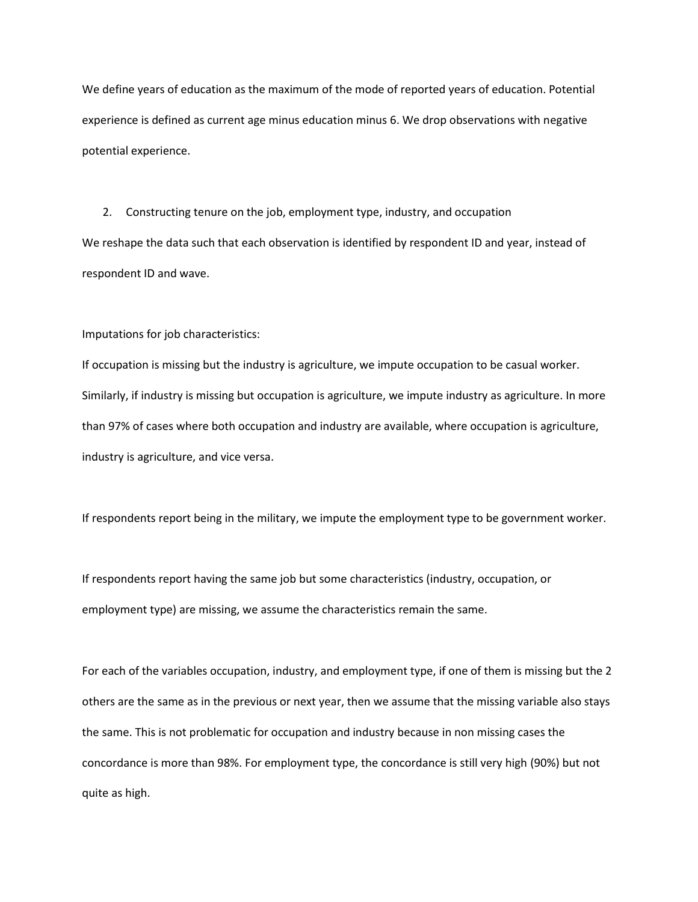We define years of education as the maximum of the mode of reported years of education. Potential experience is defined as current age minus education minus 6. We drop observations with negative potential experience.

2. Constructing tenure on the job, employment type, industry, and occupation

We reshape the data such that each observation is identified by respondent ID and year, instead of respondent ID and wave.

Imputations for job characteristics:

If occupation is missing but the industry is agriculture, we impute occupation to be casual worker. Similarly, if industry is missing but occupation is agriculture, we impute industry as agriculture. In more than 97% of cases where both occupation and industry are available, where occupation is agriculture, industry is agriculture, and vice versa.

If respondents report being in the military, we impute the employment type to be government worker.

If respondents report having the same job but some characteristics (industry, occupation, or employment type) are missing, we assume the characteristics remain the same.

For each of the variables occupation, industry, and employment type, if one of them is missing but the 2 others are the same as in the previous or next year, then we assume that the missing variable also stays the same. This is not problematic for occupation and industry because in non missing cases the concordance is more than 98%. For employment type, the concordance is still very high (90%) but not quite as high.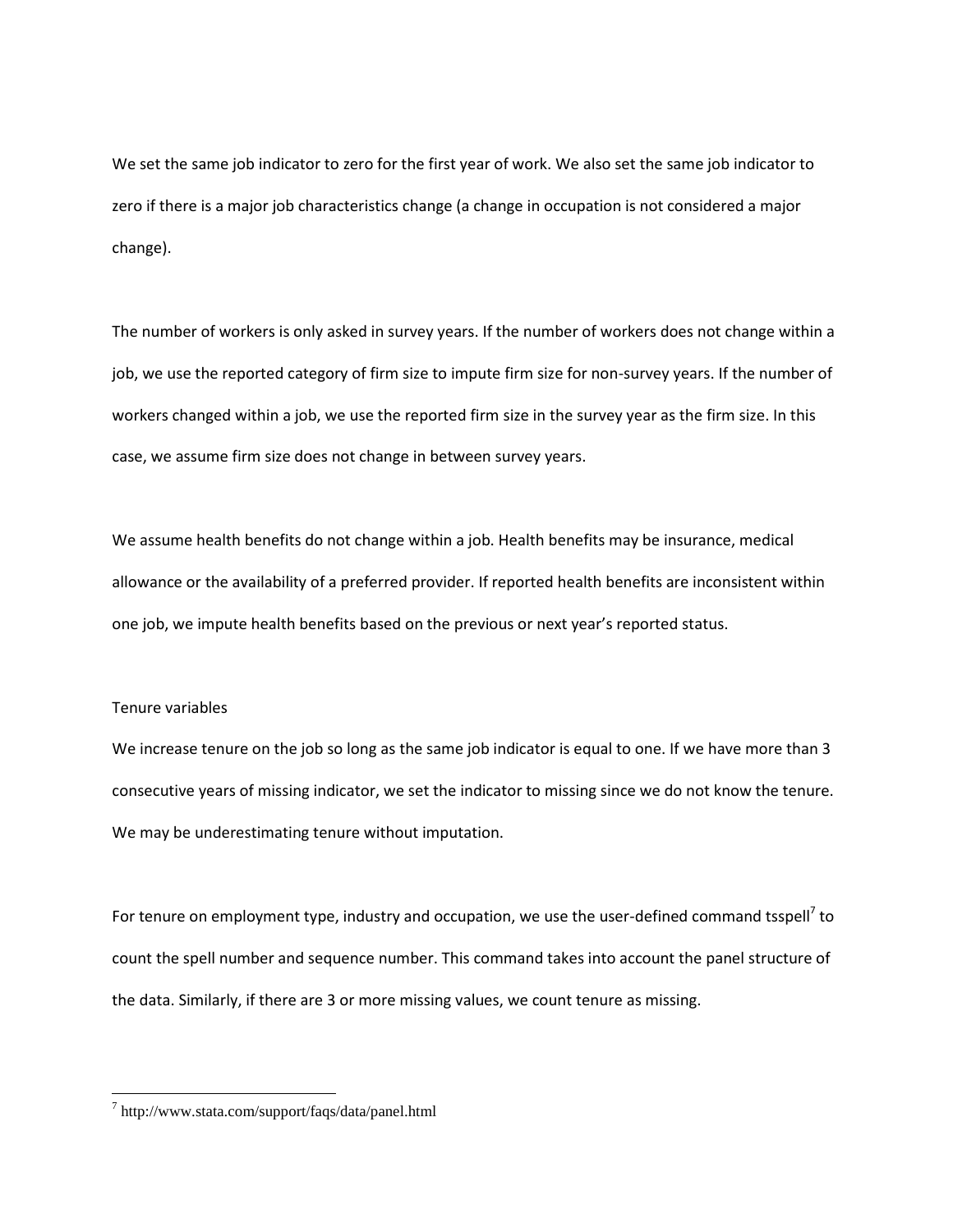We set the same job indicator to zero for the first year of work. We also set the same job indicator to zero if there is a major job characteristics change (a change in occupation is not considered a major change).

The number of workers is only asked in survey years. If the number of workers does not change within a job, we use the reported category of firm size to impute firm size for non-survey years. If the number of workers changed within a job, we use the reported firm size in the survey year as the firm size. In this case, we assume firm size does not change in between survey years.

We assume health benefits do not change within a job. Health benefits may be insurance, medical allowance or the availability of a preferred provider. If reported health benefits are inconsistent within one job, we impute health benefits based on the previous or next year's reported status.

Tenure variables

We increase tenure on the job so long as the same job indicator is equal to one. If we have more than 3 consecutive years of missing indicator, we set the indicator to missing since we do not know the tenure. We may be underestimating tenure without imputation.

For tenure on employment type, industry and occupation, we use the user-defined command tsspell[7] to count the spell number and sequence number. This command takes into account the panel structure of the data. Similarly, if there are 3 or more missing values, we count tenure as missing.

[7] http://www.stata.com/support/faqs/data/panel.html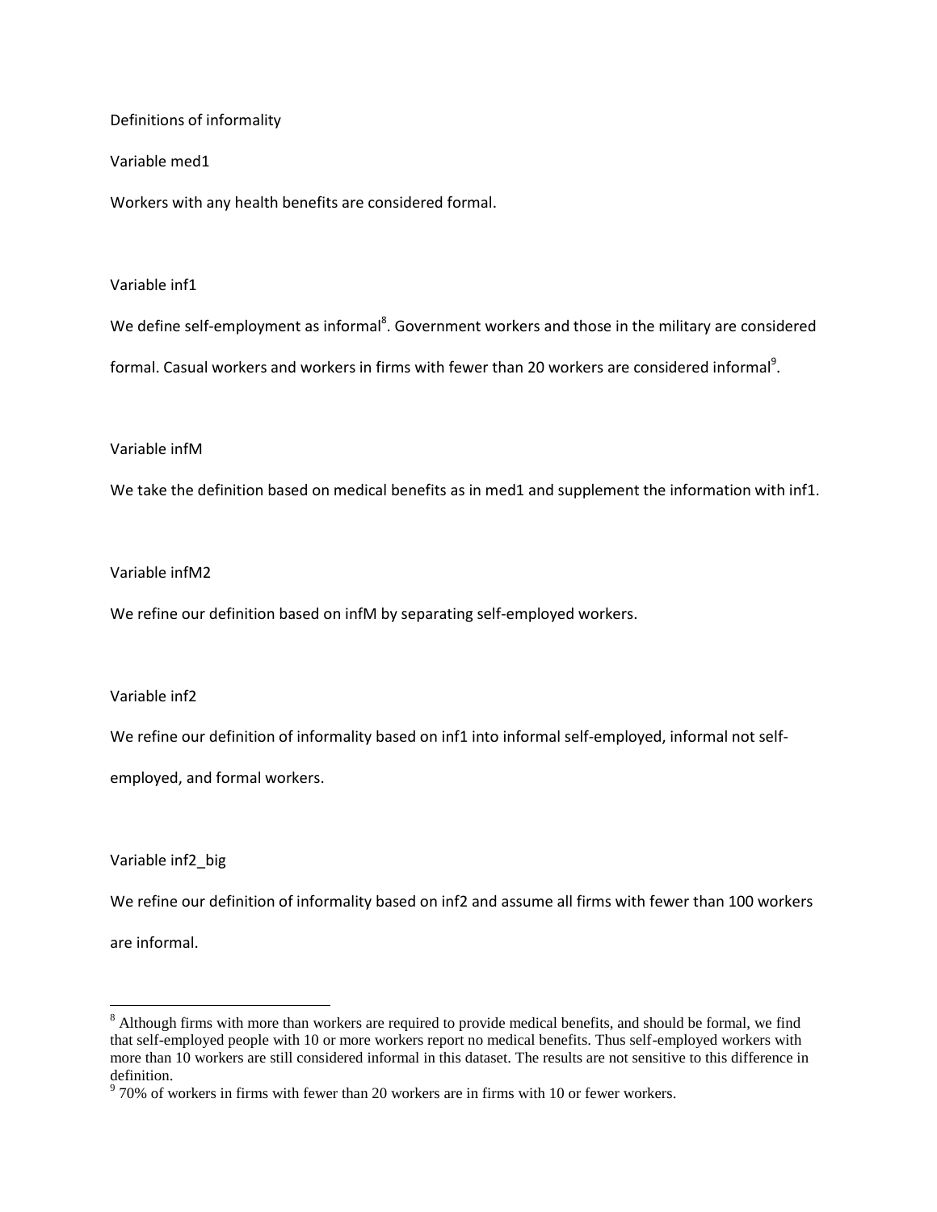Definitions of informality

Variable med1

Workers with any health benefits are considered formal.

Variable inf1

We define self-employment as informal[8]. Government workers and those in the military are considered formal. Casual workers and workers in firms with fewer than 20 workers are considered informal[9].

Variable infM

We take the definition based on medical benefits as in med1 and supplement the information with inf1.

Variable infM2

We refine our definition based on infM by separating self-employed workers.

Variable inf2

We refine our definition of informality based on inf1 into informal self-employed, informal not self-employed, and formal workers.

Variable inf2_big

We refine our definition of informality based on inf2 and assume all firms with fewer than 100 workers are informal.

---

[8] Although firms with more than workers are required to provide medical benefits, and should be formal, we find that self-employed people with 10 or more workers report no medical benefits. Thus self-employed workers with more than 10 workers are still considered informal in this dataset. The results are not sensitive to this difference in definition.

[9] 70% of workers in firms with fewer than 20 workers are in firms with 10 or fewer workers.